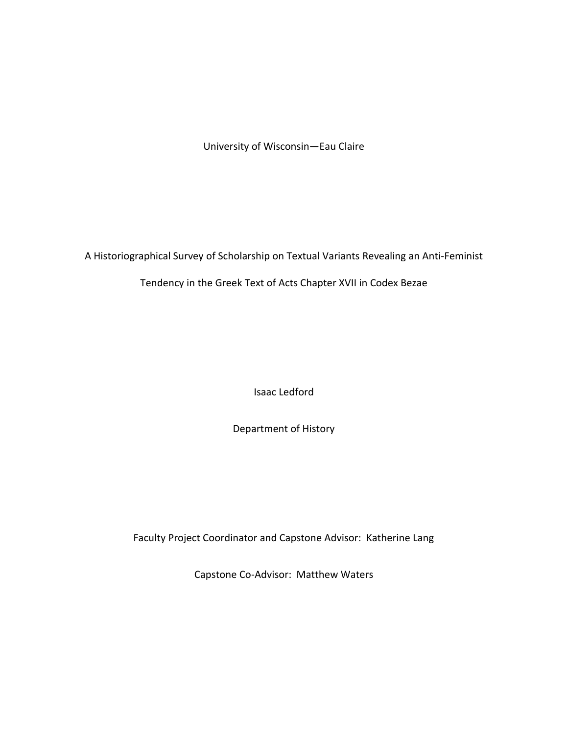University of Wisconsin—Eau Claire

# A Historiographical Survey of Scholarship on Textual Variants Revealing an Anti-Feminist Tendency in the Greek Text of Acts Chapter XVII in Codex Bezae

Isaac Ledford

Department of History

Faculty Project Coordinator and Capstone Advisor: Katherine Lang

Capstone Co-Advisor: Matthew Waters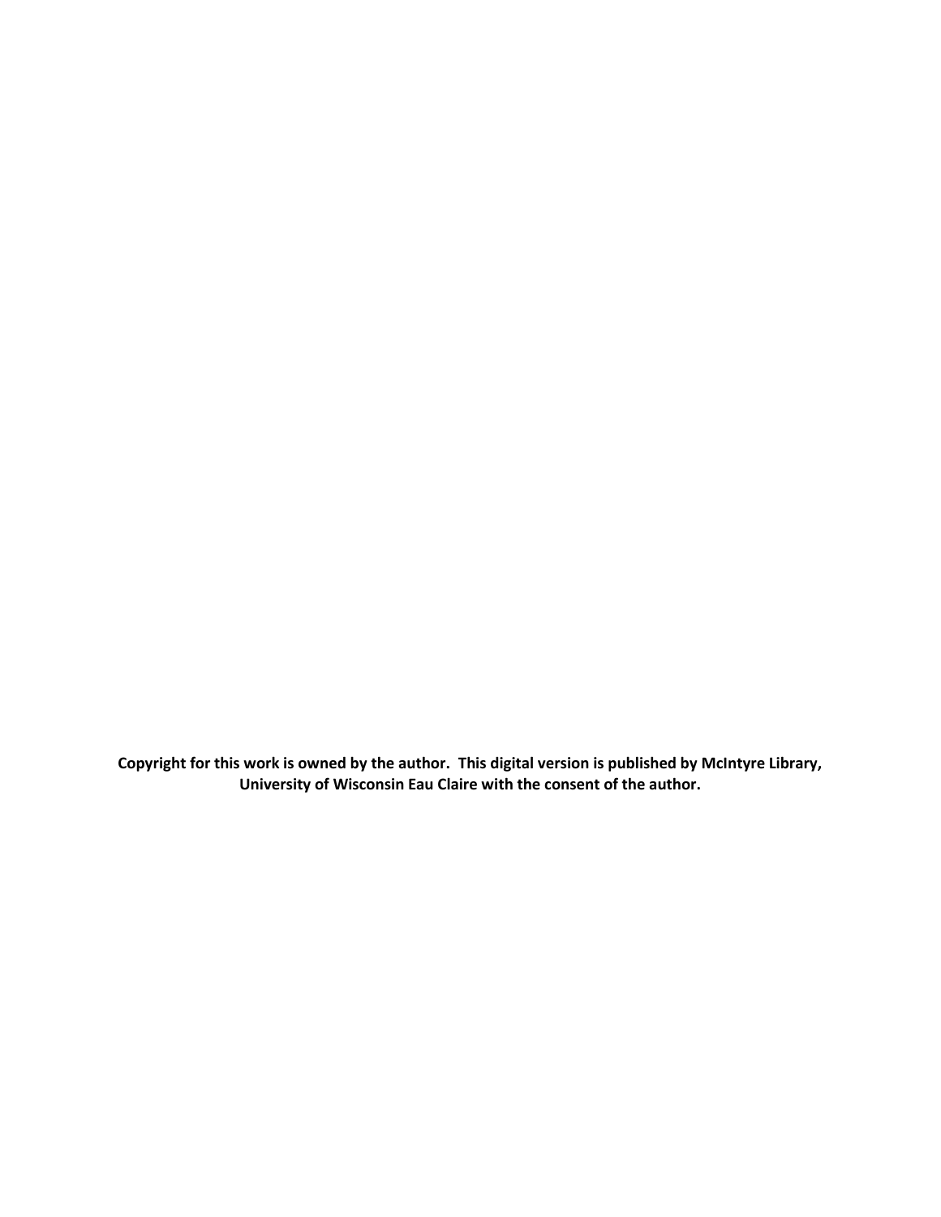**Copyright for this work is owned by the author. This digital version is published by McIntyre Library, University of Wisconsin Eau Claire with the consent of the author.**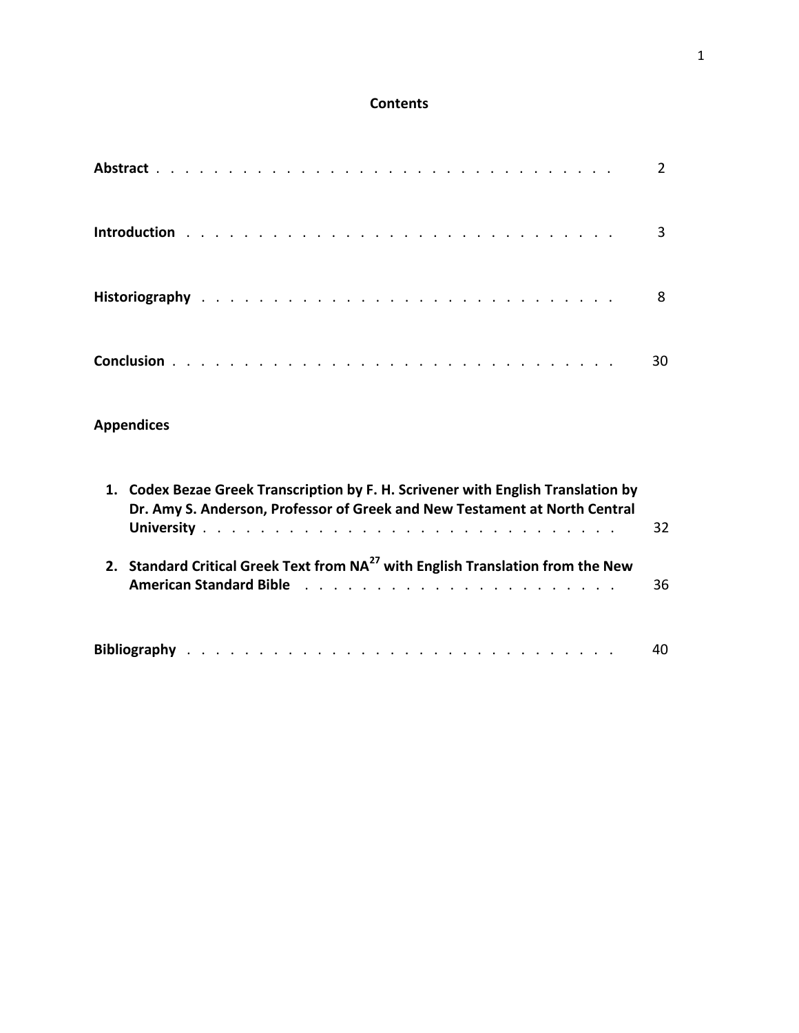# Contents

**Abstract** . . . . . . . . . . . . . . . . . . . . . . . . . . . . . . 2

**Introduction** . . . . . . . . . . . . . . . . . . . . . . . . . . . . 3

**Historiography** . . . . . . . . . . . . . . . . . . . . . . . . . . 8

**Conclusion** . . . . . . . . . . . . . . . . . . . . . . . . . . . . 30

**Appendices**

1. **Codex Bezae Greek Transcription by F. H. Scrivener with English Translation by Dr. Amy S. Anderson, Professor of Greek and New Testament at North Central University** . . . . . . . . . . . . . . . . . . . . . . . . . . . 32
2. **Standard Critical Greek Text from NA[27] with English Translation from the New American Standard Bible** . . . . . . . . . . . . . . . . . . . . . 36

**Bibliography** . . . . . . . . . . . . . . . . . . . . . . . . . . . . 40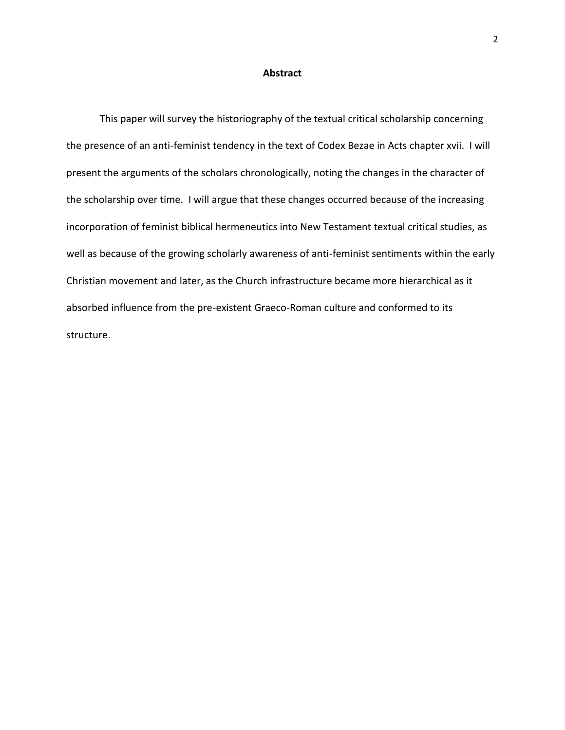## Abstract

This paper will survey the historiography of the textual critical scholarship concerning the presence of an anti-feminist tendency in the text of Codex Bezae in Acts chapter xvii. I will present the arguments of the scholars chronologically, noting the changes in the character of the scholarship over time. I will argue that these changes occurred because of the increasing incorporation of feminist biblical hermeneutics into New Testament textual critical studies, as well as because of the growing scholarly awareness of anti-feminist sentiments within the early Christian movement and later, as the Church infrastructure became more hierarchical as it absorbed influence from the pre-existent Graeco-Roman culture and conformed to its structure.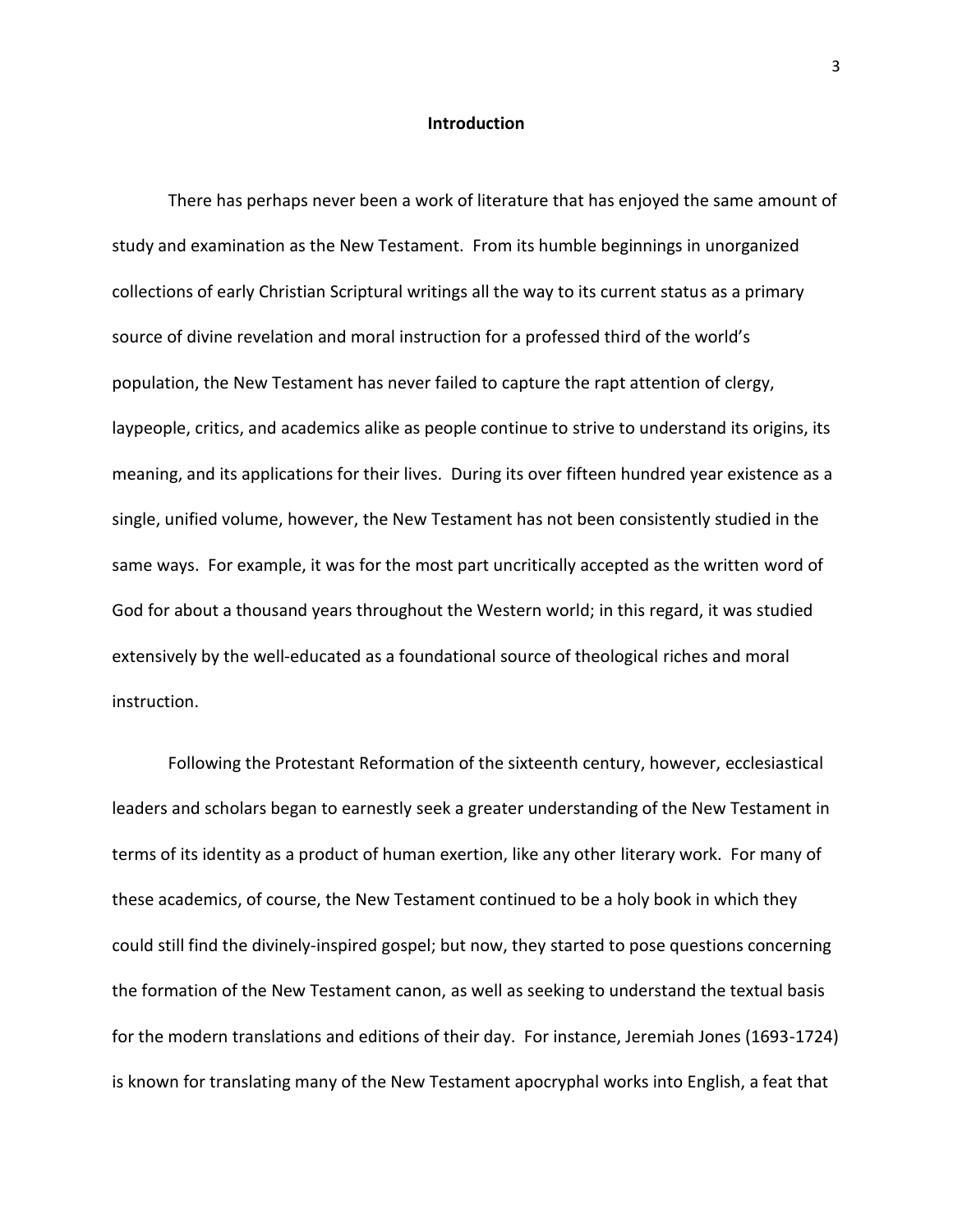# Introduction

There has perhaps never been a work of literature that has enjoyed the same amount of study and examination as the New Testament. From its humble beginnings in unorganized collections of early Christian Scriptural writings all the way to its current status as a primary source of divine revelation and moral instruction for a professed third of the world's population, the New Testament has never failed to capture the rapt attention of clergy, laypeople, critics, and academics alike as people continue to strive to understand its origins, its meaning, and its applications for their lives. During its over fifteen hundred year existence as a single, unified volume, however, the New Testament has not been consistently studied in the same ways. For example, it was for the most part uncritically accepted as the written word of God for about a thousand years throughout the Western world; in this regard, it was studied extensively by the well-educated as a foundational source of theological riches and moral instruction.

Following the Protestant Reformation of the sixteenth century, however, ecclesiastical leaders and scholars began to earnestly seek a greater understanding of the New Testament in terms of its identity as a product of human exertion, like any other literary work. For many of these academics, of course, the New Testament continued to be a holy book in which they could still find the divinely-inspired gospel; but now, they started to pose questions concerning the formation of the New Testament canon, as well as seeking to understand the textual basis for the modern translations and editions of their day. For instance, Jeremiah Jones (1693-1724) is known for translating many of the New Testament apocryphal works into English, a feat that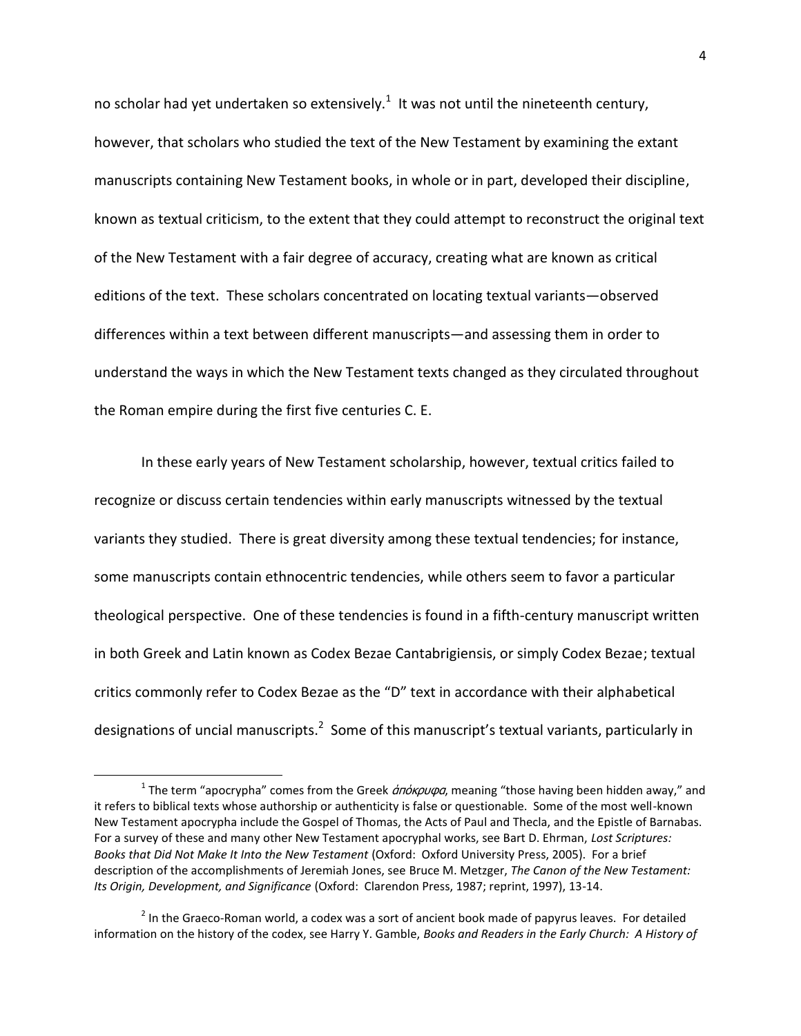no scholar had yet undertaken so extensively.[1] It was not until the nineteenth century, however, that scholars who studied the text of the New Testament by examining the extant manuscripts containing New Testament books, in whole or in part, developed their discipline, known as textual criticism, to the extent that they could attempt to reconstruct the original text of the New Testament with a fair degree of accuracy, creating what are known as critical editions of the text. These scholars concentrated on locating textual variants—observed differences within a text between different manuscripts—and assessing them in order to understand the ways in which the New Testament texts changed as they circulated throughout the Roman empire during the first five centuries C. E.

In these early years of New Testament scholarship, however, textual critics failed to recognize or discuss certain tendencies within early manuscripts witnessed by the textual variants they studied. There is great diversity among these textual tendencies; for instance, some manuscripts contain ethnocentric tendencies, while others seem to favor a particular theological perspective. One of these tendencies is found in a fifth-century manuscript written in both Greek and Latin known as Codex Bezae Cantabrigiensis, or simply Codex Bezae; textual critics commonly refer to Codex Bezae as the "D" text in accordance with their alphabetical designations of uncial manuscripts.[2] Some of this manuscript's textual variants, particularly in

---

[1] The term "apocrypha" comes from the Greek *ἀπόκρυφα*, meaning "those having been hidden away," and it refers to biblical texts whose authorship or authenticity is false or questionable. Some of the most well-known New Testament apocrypha include the Gospel of Thomas, the Acts of Paul and Thecla, and the Epistle of Barnabas. For a survey of these and many other New Testament apocryphal works, see Bart D. Ehrman, *Lost Scriptures: Books that Did Not Make It Into the New Testament* (Oxford: Oxford University Press, 2005). For a brief description of the accomplishments of Jeremiah Jones, see Bruce M. Metzger, *The Canon of the New Testament: Its Origin, Development, and Significance* (Oxford: Clarendon Press, 1987; reprint, 1997), 13-14.

[2] In the Graeco-Roman world, a codex was a sort of ancient book made of papyrus leaves. For detailed information on the history of the codex, see Harry Y. Gamble, *Books and Readers in the Early Church: A History of*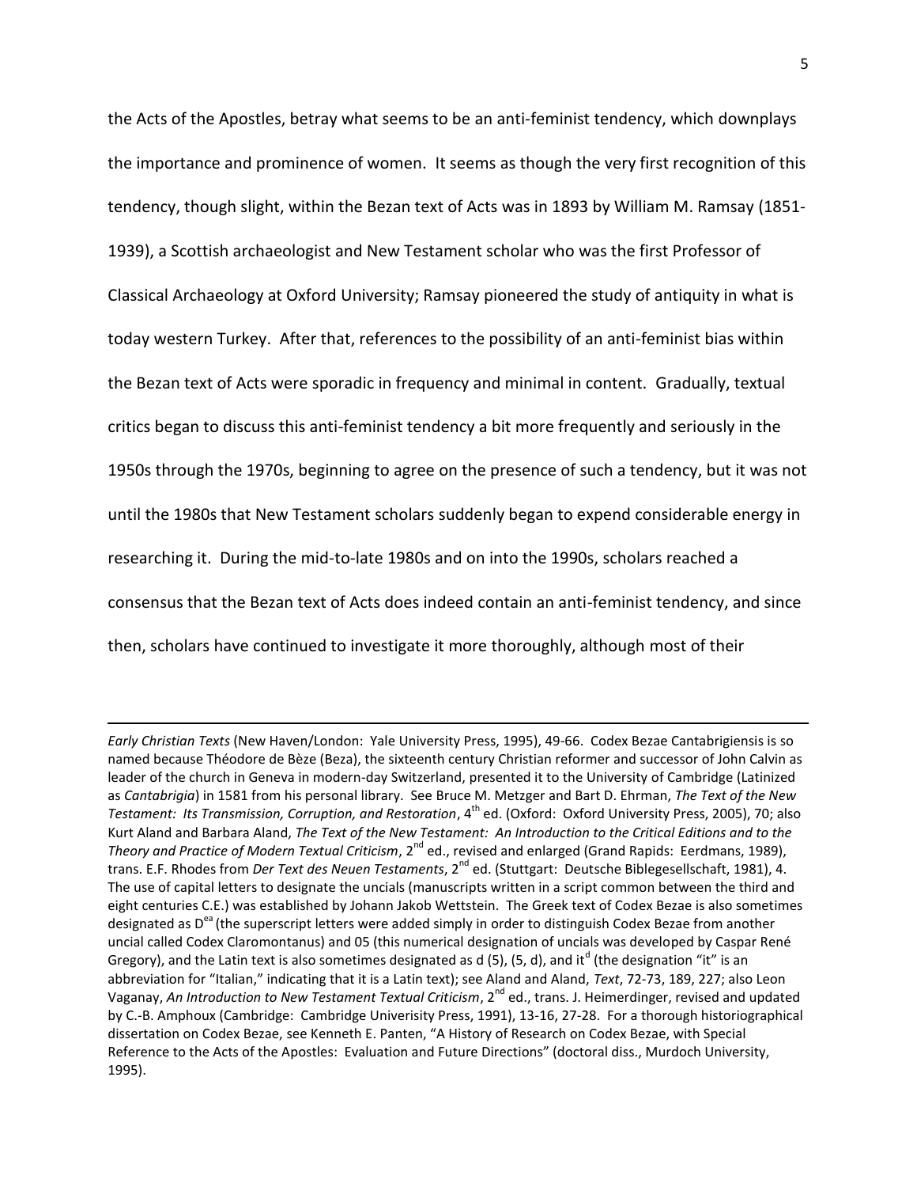the Acts of the Apostles, betray what seems to be an anti-feminist tendency, which downplays the importance and prominence of women. It seems as though the very first recognition of this tendency, though slight, within the Bezan text of Acts was in 1893 by William M. Ramsay (1851-1939), a Scottish archaeologist and New Testament scholar who was the first Professor of Classical Archaeology at Oxford University; Ramsay pioneered the study of antiquity in what is today western Turkey. After that, references to the possibility of an anti-feminist bias within the Bezan text of Acts were sporadic in frequency and minimal in content. Gradually, textual critics began to discuss this anti-feminist tendency a bit more frequently and seriously in the 1950s through the 1970s, beginning to agree on the presence of such a tendency, but it was not until the 1980s that New Testament scholars suddenly began to expend considerable energy in researching it. During the mid-to-late 1980s and on into the 1990s, scholars reached a consensus that the Bezan text of Acts does indeed contain an anti-feminist tendency, and since then, scholars have continued to investigate it more thoroughly, although most of their

---

*Early Christian Texts* (New Haven/London: Yale University Press, 1995), 49-66. Codex Bezae Cantabrigiensis is so named because Théodore de Bèze (Beza), the sixteenth century Christian reformer and successor of John Calvin as leader of the church in Geneva in modern-day Switzerland, presented it to the University of Cambridge (Latinized as *Cantabrigia*) in 1581 from his personal library. See Bruce M. Metzger and Bart D. Ehrman, *The Text of the New Testament: Its Transmission, Corruption, and Restoration*, 4th ed. (Oxford: Oxford University Press, 2005), 70; also Kurt Aland and Barbara Aland, *The Text of the New Testament: An Introduction to the Critical Editions and to the Theory and Practice of Modern Textual Criticism*, 2nd ed., revised and enlarged (Grand Rapids: Eerdmans, 1989), trans. E.F. Rhodes from *Der Text des Neuen Testaments*, 2nd ed. (Stuttgart: Deutsche Biblegesellschaft, 1981), 4. The use of capital letters to designate the uncials (manuscripts written in a script common between the third and eight centuries C.E.) was established by Johann Jakob Wettstein. The Greek text of Codex Bezae is also sometimes designated as $D^{ea}$ (the superscript letters were added simply in order to distinguish Codex Bezae from another uncial called Codex Claromontanus) and 05 (this numerical designation of uncials was developed by Caspar René Gregory), and the Latin text is also sometimes designated as d (5), (5, d), and $it^{d}$ (the designation "it" is an abbreviation for "Italian," indicating that it is a Latin text); see Aland and Aland, *Text*, 72-73, 189, 227; also Leon Vaganay, *An Introduction to New Testament Textual Criticism*, 2nd ed., trans. J. Heimerdinger, revised and updated by C.-B. Amphoux (Cambridge: Cambridge Univerisity Press, 1991), 13-16, 27-28. For a thorough historiographical dissertation on Codex Bezae, see Kenneth E. Panten, "A History of Research on Codex Bezae, with Special Reference to the Acts of the Apostles: Evaluation and Future Directions" (doctoral diss., Murdoch University, 1995).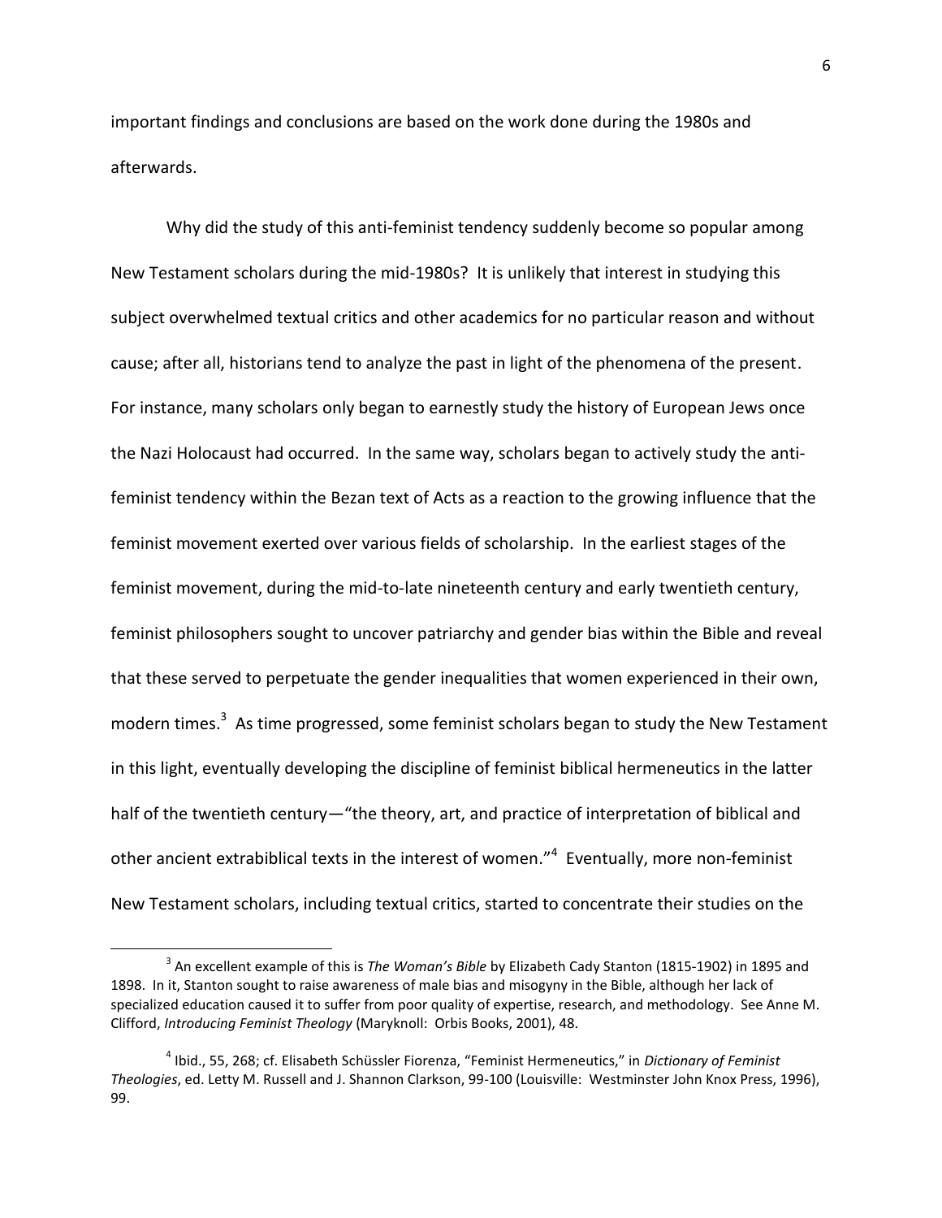important findings and conclusions are based on the work done during the 1980s and afterwards.

Why did the study of this anti-feminist tendency suddenly become so popular among New Testament scholars during the mid-1980s? It is unlikely that interest in studying this subject overwhelmed textual critics and other academics for no particular reason and without cause; after all, historians tend to analyze the past in light of the phenomena of the present. For instance, many scholars only began to earnestly study the history of European Jews once the Nazi Holocaust had occurred. In the same way, scholars began to actively study the anti-feminist tendency within the Bezan text of Acts as a reaction to the growing influence that the feminist movement exerted over various fields of scholarship. In the earliest stages of the feminist movement, during the mid-to-late nineteenth century and early twentieth century, feminist philosophers sought to uncover patriarchy and gender bias within the Bible and reveal that these served to perpetuate the gender inequalities that women experienced in their own, modern times.[3] As time progressed, some feminist scholars began to study the New Testament in this light, eventually developing the discipline of feminist biblical hermeneutics in the latter half of the twentieth century—"the theory, art, and practice of interpretation of biblical and other ancient extrabiblical texts in the interest of women."[4] Eventually, more non-feminist New Testament scholars, including textual critics, started to concentrate their studies on the

---

[3] An excellent example of this is *The Woman's Bible* by Elizabeth Cady Stanton (1815-1902) in 1895 and 1898. In it, Stanton sought to raise awareness of male bias and misogyny in the Bible, although her lack of specialized education caused it to suffer from poor quality of expertise, research, and methodology. See Anne M. Clifford, *Introducing Feminist Theology* (Maryknoll: Orbis Books, 2001), 48.

[4] Ibid., 55, 268; cf. Elisabeth Schüssler Fiorenza, "Feminist Hermeneutics," in *Dictionary of Feminist Theologies*, ed. Letty M. Russell and J. Shannon Clarkson, 99-100 (Louisville: Westminster John Knox Press, 1996), 99.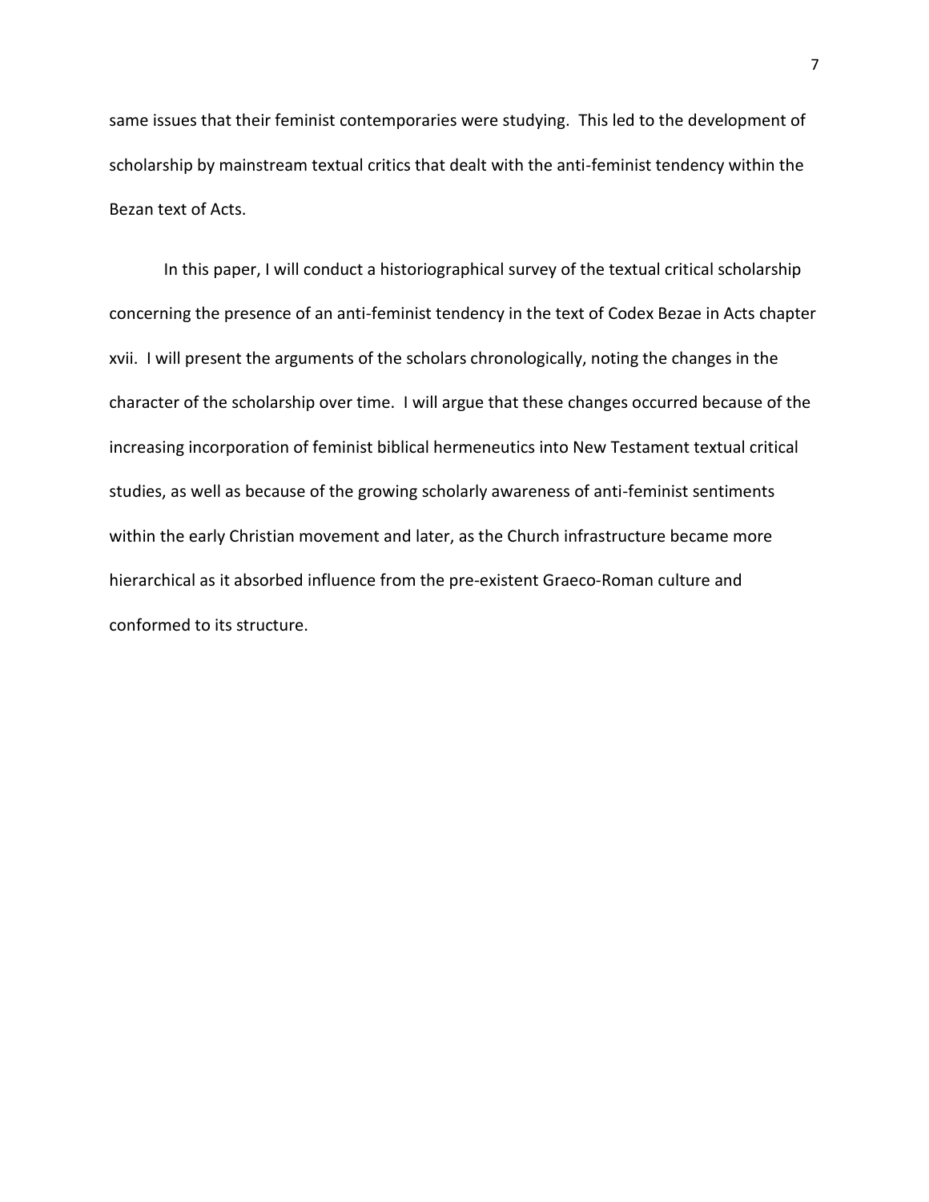same issues that their feminist contemporaries were studying. This led to the development of scholarship by mainstream textual critics that dealt with the anti-feminist tendency within the Bezan text of Acts.

In this paper, I will conduct a historiographical survey of the textual critical scholarship concerning the presence of an anti-feminist tendency in the text of Codex Bezae in Acts chapter xvii. I will present the arguments of the scholars chronologically, noting the changes in the character of the scholarship over time. I will argue that these changes occurred because of the increasing incorporation of feminist biblical hermeneutics into New Testament textual critical studies, as well as because of the growing scholarly awareness of anti-feminist sentiments within the early Christian movement and later, as the Church infrastructure became more hierarchical as it absorbed influence from the pre-existent Graeco-Roman culture and conformed to its structure.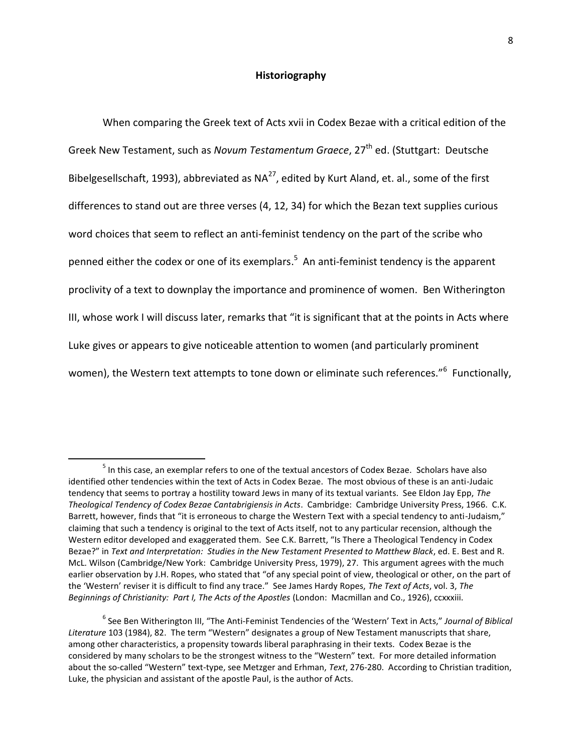## Historiography

When comparing the Greek text of Acts xvii in Codex Bezae with a critical edition of the Greek New Testament, such as *Novum Testamentum Graece*, 27th ed. (Stuttgart: Deutsche Bibelgesellschaft, 1993), abbreviated as NA27, edited by Kurt Aland, et. al., some of the first differences to stand out are three verses (4, 12, 34) for which the Bezan text supplies curious word choices that seem to reflect an anti-feminist tendency on the part of the scribe who penned either the codex or one of its exemplars.[5] An anti-feminist tendency is the apparent proclivity of a text to downplay the importance and prominence of women. Ben Witherington III, whose work I will discuss later, remarks that "it is significant that at the points in Acts where Luke gives or appears to give noticeable attention to women (and particularly prominent women), the Western text attempts to tone down or eliminate such references."[6] Functionally,

[5] In this case, an exemplar refers to one of the textual ancestors of Codex Bezae. Scholars have also identified other tendencies within the text of Acts in Codex Bezae. The most obvious of these is an anti-Judaic tendency that seems to portray a hostility toward Jews in many of its textual variants. See Eldon Jay Epp, *The Theological Tendency of Codex Bezae Cantabrigiensis in Acts*. Cambridge: Cambridge University Press, 1966. C.K. Barrett, however, finds that "it is erroneous to charge the Western Text with a special tendency to anti-Judaism," claiming that such a tendency is original to the text of Acts itself, not to any particular recension, although the Western editor developed and exaggerated them. See C.K. Barrett, "Is There a Theological Tendency in Codex Bezae?" in *Text and Interpretation: Studies in the New Testament Presented to Matthew Black*, ed. E. Best and R. McL. Wilson (Cambridge/New York: Cambridge University Press, 1979), 27. This argument agrees with the much earlier observation by J.H. Ropes, who stated that "of any special point of view, theological or other, on the part of the 'Western' reviser it is difficult to find any trace." See James Hardy Ropes, *The Text of Acts*, vol. 3, *The Beginnings of Christianity: Part I, The Acts of the Apostles* (London: Macmillan and Co., 1926), ccxxxiii.

[6] See Ben Witherington III, "The Anti-Feminist Tendencies of the 'Western' Text in Acts," *Journal of Biblical Literature* 103 (1984), 82. The term "Western" designates a group of New Testament manuscripts that share, among other characteristics, a propensity towards liberal paraphrasing in their texts. Codex Bezae is the considered by many scholars to be the strongest witness to the "Western" text. For more detailed information about the so-called "Western" text-type, see Metzger and Erhman, *Text*, 276-280. According to Christian tradition, Luke, the physician and assistant of the apostle Paul, is the author of Acts.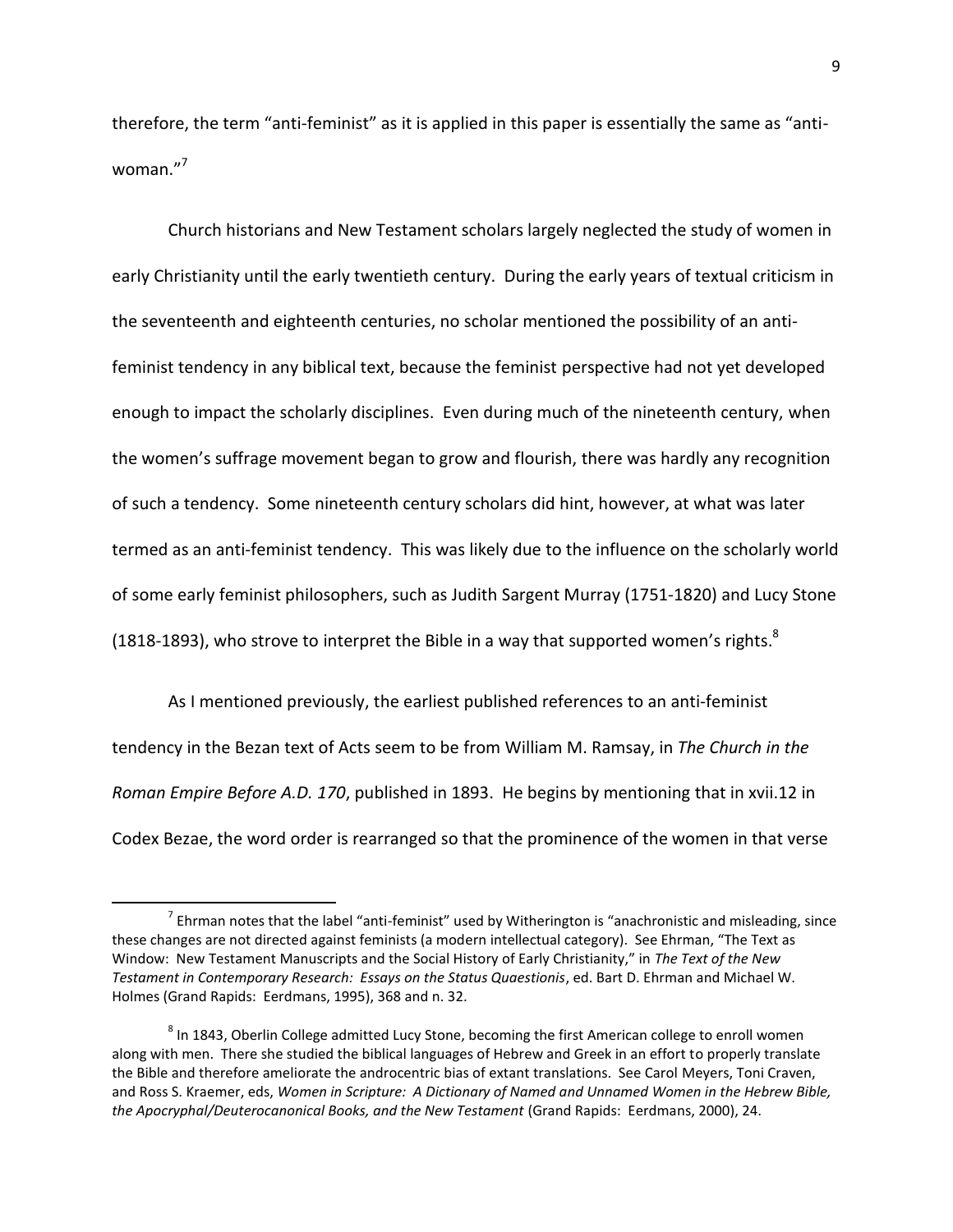therefore, the term "anti-feminist" as it is applied in this paper is essentially the same as "anti-woman."[7]

Church historians and New Testament scholars largely neglected the study of women in early Christianity until the early twentieth century. During the early years of textual criticism in the seventeenth and eighteenth centuries, no scholar mentioned the possibility of an anti-feminist tendency in any biblical text, because the feminist perspective had not yet developed enough to impact the scholarly disciplines. Even during much of the nineteenth century, when the women's suffrage movement began to grow and flourish, there was hardly any recognition of such a tendency. Some nineteenth century scholars did hint, however, at what was later termed as an anti-feminist tendency. This was likely due to the influence on the scholarly world of some early feminist philosophers, such as Judith Sargent Murray (1751-1820) and Lucy Stone (1818-1893), who strove to interpret the Bible in a way that supported women's rights.[8]

As I mentioned previously, the earliest published references to an anti-feminist tendency in the Bezan text of Acts seem to be from William M. Ramsay, in *The Church in the Roman Empire Before A.D. 170*, published in 1893. He begins by mentioning that in xvii.12 in Codex Bezae, the word order is rearranged so that the prominence of the women in that verse

---

[7] Ehrman notes that the label "anti-feminist" used by Witherington is "anachronistic and misleading, since these changes are not directed against feminists (a modern intellectual category). See Ehrman, "The Text as Window: New Testament Manuscripts and the Social History of Early Christianity," in *The Text of the New Testament in Contemporary Research: Essays on the Status Quaestionis*, ed. Bart D. Ehrman and Michael W. Holmes (Grand Rapids: Eerdmans, 1995), 368 and n. 32.

[8] In 1843, Oberlin College admitted Lucy Stone, becoming the first American college to enroll women along with men. There she studied the biblical languages of Hebrew and Greek in an effort to properly translate the Bible and therefore ameliorate the androcentric bias of extant translations. See Carol Meyers, Toni Craven, and Ross S. Kraemer, eds, *Women in Scripture: A Dictionary of Named and Unnamed Women in the Hebrew Bible, the Apocryphal/Deuterocanonical Books, and the New Testament* (Grand Rapids: Eerdmans, 2000), 24.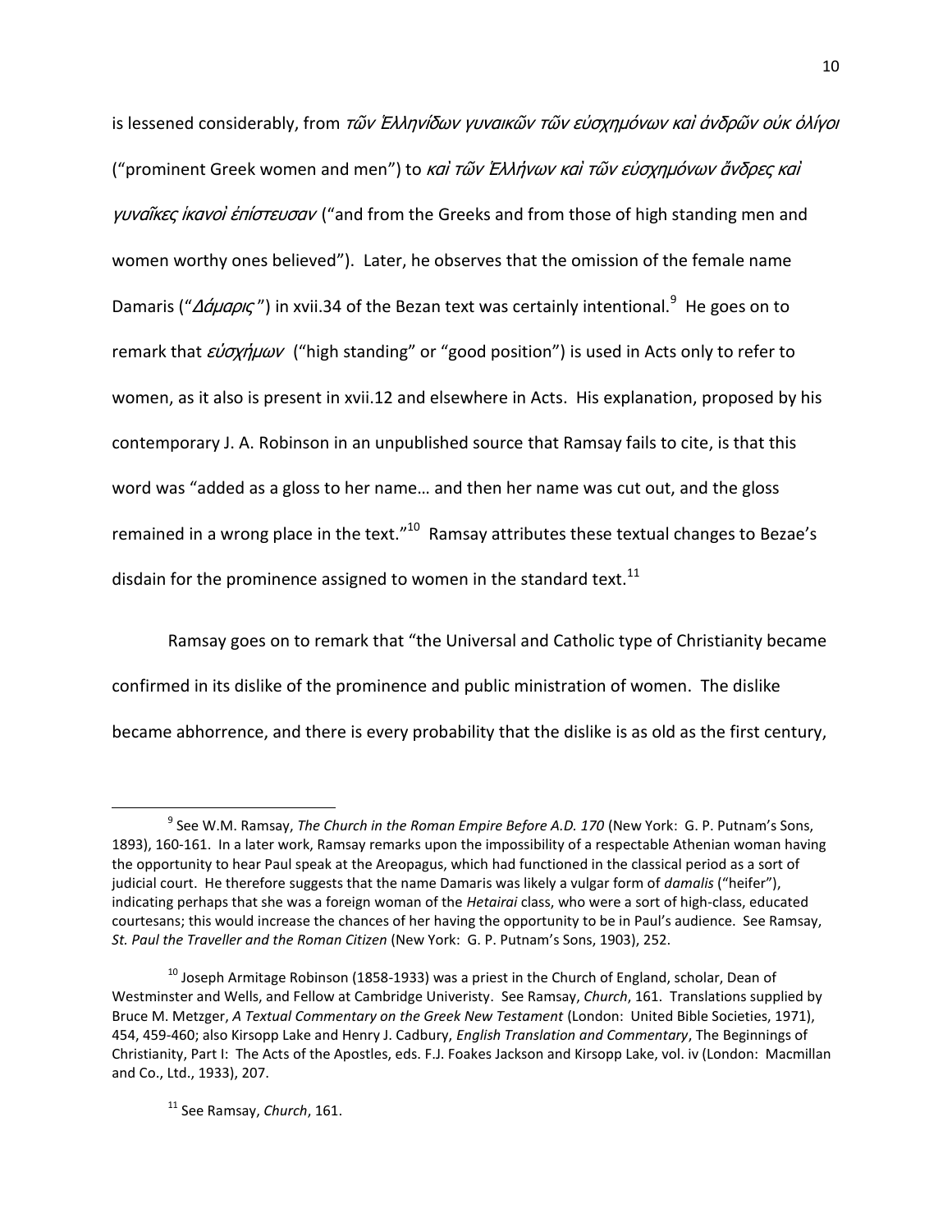is lessened considerably, from *τῶν Ἑλληνίδων γυναικῶν τῶν εὐσχημόνων καὶ ἀνδρῶν οὐκ ὀλίγοι* ("prominent Greek women and men") to *καὶ τῶν Ἑλλήνων καὶ τῶν εὐσχημόνων ἄνδρες καὶ γυναῖκες ἱκανοὶ ἐπίστευσαν* ("and from the Greeks and from those of high standing men and women worthy ones believed"). Later, he observes that the omission of the female name Damaris ("*Δάμαρις*") in xvii.34 of the Bezan text was certainly intentional.[9] He goes on to remark that *εὐσχήμων* ("high standing" or "good position") is used in Acts only to refer to women, as it also is present in xvii.12 and elsewhere in Acts. His explanation, proposed by his contemporary J. A. Robinson in an unpublished source that Ramsay fails to cite, is that this word was "added as a gloss to her name… and then her name was cut out, and the gloss remained in a wrong place in the text."[10] Ramsay attributes these textual changes to Bezae's disdain for the prominence assigned to women in the standard text.[11]

Ramsay goes on to remark that "the Universal and Catholic type of Christianity became confirmed in its dislike of the prominence and public ministration of women. The dislike became abhorrence, and there is every probability that the dislike is as old as the first century,

---

[9] See W.M. Ramsay, *The Church in the Roman Empire Before A.D. 170* (New York: G. P. Putnam's Sons, 1893), 160-161. In a later work, Ramsay remarks upon the impossibility of a respectable Athenian woman having the opportunity to hear Paul speak at the Areopagus, which had functioned in the classical period as a sort of judicial court. He therefore suggests that the name Damaris was likely a vulgar form of *damalis* ("heifer"), indicating perhaps that she was a foreign woman of the *Hetairai* class, who were a sort of high-class, educated courtesans; this would increase the chances of her having the opportunity to be in Paul's audience. See Ramsay, *St. Paul the Traveller and the Roman Citizen* (New York: G. P. Putnam's Sons, 1903), 252.

[10] Joseph Armitage Robinson (1858-1933) was a priest in the Church of England, scholar, Dean of Westminster and Wells, and Fellow at Cambridge Univeristy. See Ramsay, *Church*, 161. Translations supplied by Bruce M. Metzger, *A Textual Commentary on the Greek New Testament* (London: United Bible Societies, 1971), 454, 459-460; also Kirsopp Lake and Henry J. Cadbury, *English Translation and Commentary*, The Beginnings of Christianity, Part I: The Acts of the Apostles, eds. F.J. Foakes Jackson and Kirsopp Lake, vol. iv (London: Macmillan and Co., Ltd., 1933), 207.

[11] See Ramsay, *Church*, 161.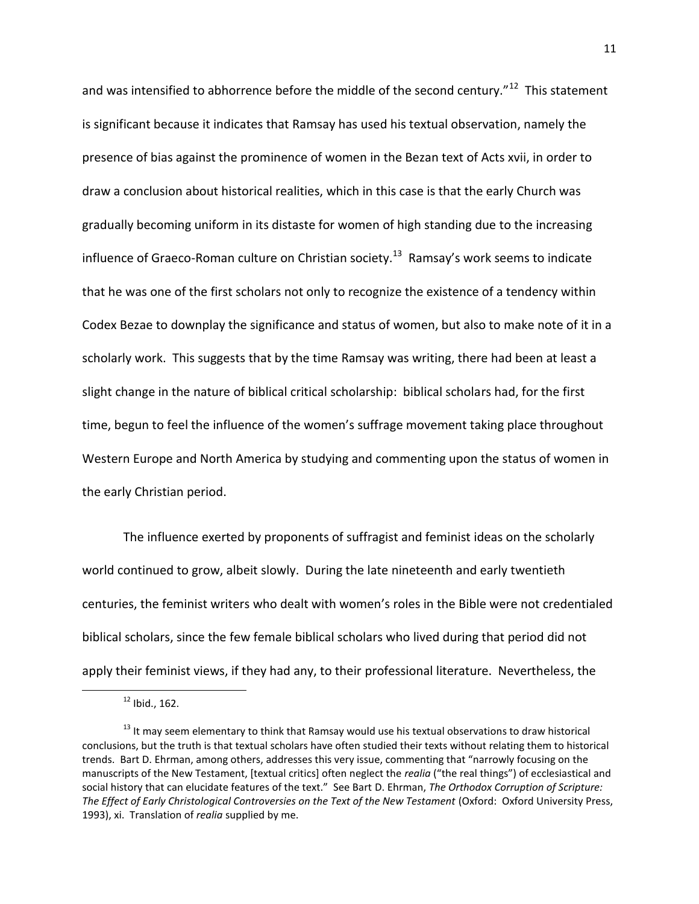and was intensified to abhorrence before the middle of the second century."[12] This statement is significant because it indicates that Ramsay has used his textual observation, namely the presence of bias against the prominence of women in the Bezan text of Acts xvii, in order to draw a conclusion about historical realities, which in this case is that the early Church was gradually becoming uniform in its distaste for women of high standing due to the increasing influence of Graeco-Roman culture on Christian society.[13] Ramsay's work seems to indicate that he was one of the first scholars not only to recognize the existence of a tendency within Codex Bezae to downplay the significance and status of women, but also to make note of it in a scholarly work. This suggests that by the time Ramsay was writing, there had been at least a slight change in the nature of biblical critical scholarship: biblical scholars had, for the first time, begun to feel the influence of the women's suffrage movement taking place throughout Western Europe and North America by studying and commenting upon the status of women in the early Christian period.

The influence exerted by proponents of suffragist and feminist ideas on the scholarly world continued to grow, albeit slowly. During the late nineteenth and early twentieth centuries, the feminist writers who dealt with women's roles in the Bible were not credentialed biblical scholars, since the few female biblical scholars who lived during that period did not apply their feminist views, if they had any, to their professional literature. Nevertheless, the

---

[12] Ibid., 162.

[13] It may seem elementary to think that Ramsay would use his textual observations to draw historical conclusions, but the truth is that textual scholars have often studied their texts without relating them to historical trends. Bart D. Ehrman, among others, addresses this very issue, commenting that "narrowly focusing on the manuscripts of the New Testament, [textual critics] often neglect the *realia* ("the real things") of ecclesiastical and social history that can elucidate features of the text." See Bart D. Ehrman, *The Orthodox Corruption of Scripture: The Effect of Early Christological Controversies on the Text of the New Testament* (Oxford: Oxford University Press, 1993), xi. Translation of *realia* supplied by me.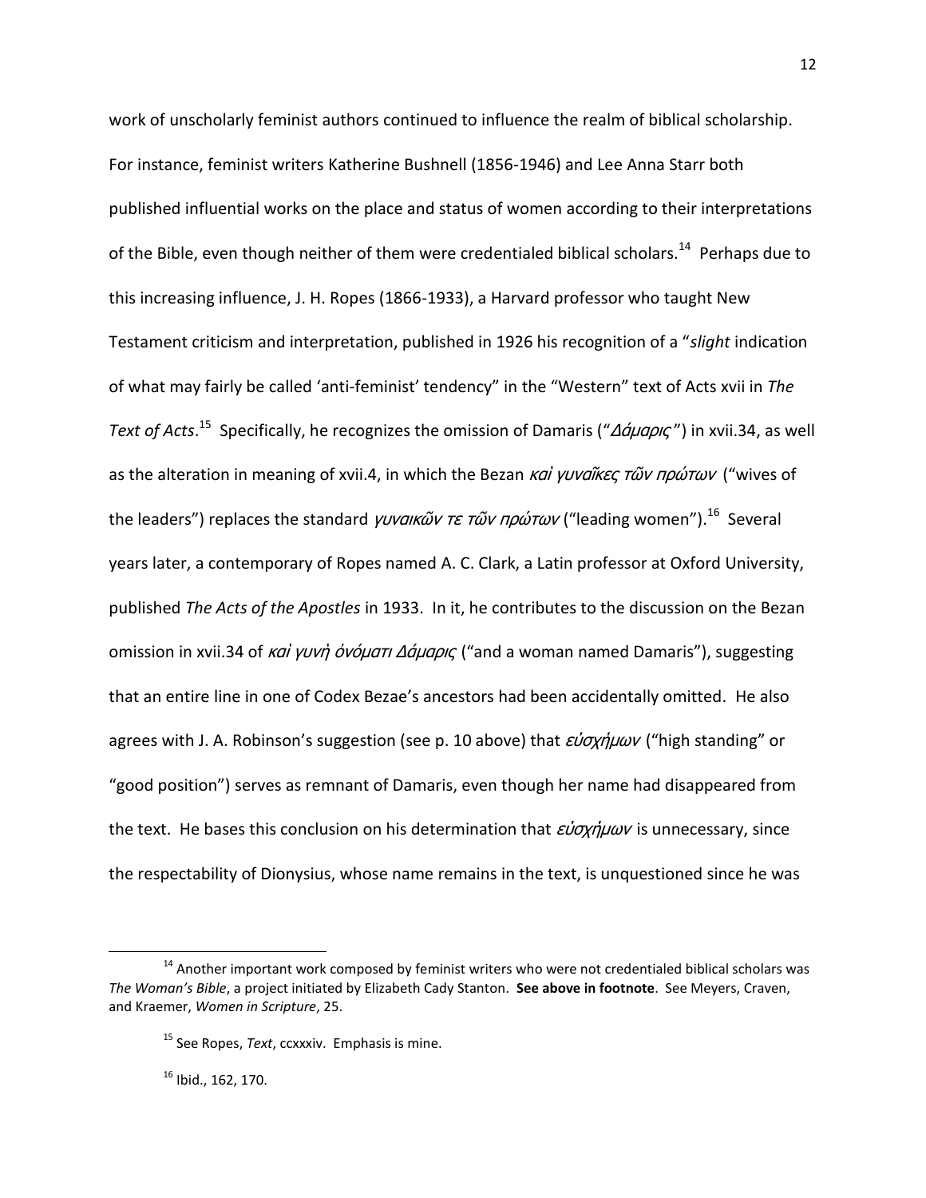work of unscholarly feminist authors continued to influence the realm of biblical scholarship. For instance, feminist writers Katherine Bushnell (1856-1946) and Lee Anna Starr both published influential works on the place and status of women according to their interpretations of the Bible, even though neither of them were credentialed biblical scholars.[14] Perhaps due to this increasing influence, J. H. Ropes (1866-1933), a Harvard professor who taught New Testament criticism and interpretation, published in 1926 his recognition of a "*slight* indication of what may fairly be called 'anti-feminist' tendency" in the "Western" text of Acts xvii in *The Text of Acts*.[15] Specifically, he recognizes the omission of Damaris ("*Δάμαρις*") in xvii.34, as well as the alteration in meaning of xvii.4, in which the Bezan *καὶ γυναῖκες τῶν πρώτων* ("wives of the leaders") replaces the standard *γυναικῶν τε τῶν πρώτων* ("leading women").[16] Several years later, a contemporary of Ropes named A. C. Clark, a Latin professor at Oxford University, published *The Acts of the Apostles* in 1933. In it, he contributes to the discussion on the Bezan omission in xvii.34 of *καὶ γυνὴ ὀνόματι Δάμαρις* ("and a woman named Damaris"), suggesting that an entire line in one of Codex Bezae's ancestors had been accidentally omitted. He also agrees with J. A. Robinson's suggestion (see p. 10 above) that *εὐσχήμων* ("high standing" or "good position") serves as remnant of Damaris, even though her name had disappeared from the text. He bases this conclusion on his determination that *εὐσχήμων* is unnecessary, since the respectability of Dionysius, whose name remains in the text, is unquestioned since he was

[14] Another important work composed by feminist writers who were not credentialed biblical scholars was *The Woman's Bible*, a project initiated by Elizabeth Cady Stanton. **See above in footnote**. See Meyers, Craven, and Kraemer, *Women in Scripture*, 25.

[15] See Ropes, *Text*, ccxxxiv. Emphasis is mine.

[16] Ibid., 162, 170.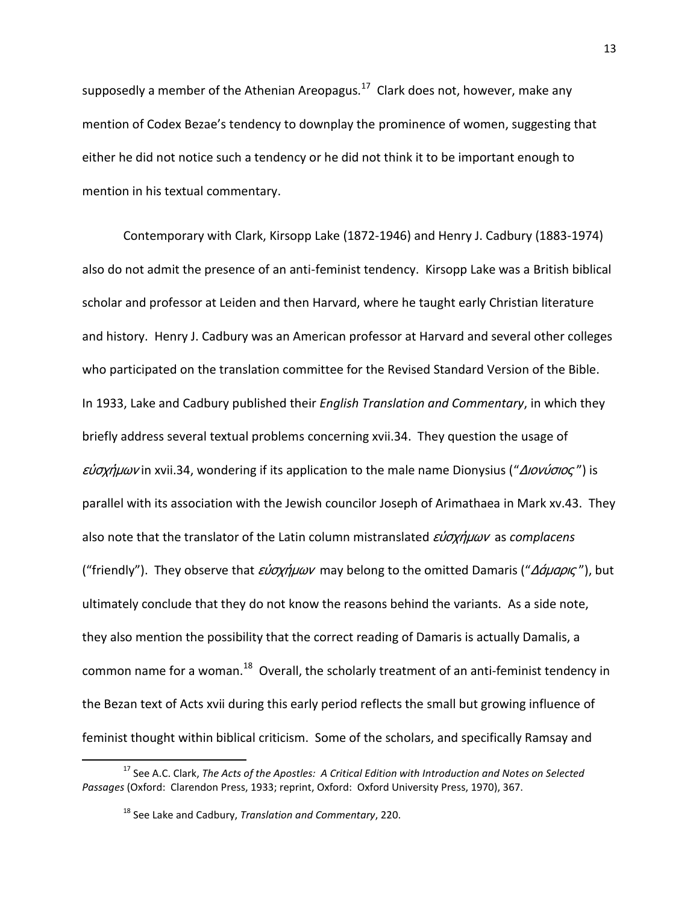supposedly a member of the Athenian Areopagus.[17] Clark does not, however, make any mention of Codex Bezae's tendency to downplay the prominence of women, suggesting that either he did not notice such a tendency or he did not think it to be important enough to mention in his textual commentary.

Contemporary with Clark, Kirsopp Lake (1872-1946) and Henry J. Cadbury (1883-1974) also do not admit the presence of an anti-feminist tendency. Kirsopp Lake was a British biblical scholar and professor at Leiden and then Harvard, where he taught early Christian literature and history. Henry J. Cadbury was an American professor at Harvard and several other colleges who participated on the translation committee for the Revised Standard Version of the Bible. In 1933, Lake and Cadbury published their *English Translation and Commentary*, in which they briefly address several textual problems concerning xvii.34. They question the usage of *εὐσχήμων* in xvii.34, wondering if its application to the male name Dionysius ("*Διονύσιος*") is parallel with its association with the Jewish councilor Joseph of Arimathaea in Mark xv.43. They also note that the translator of the Latin column mistranslated *εὐσχήμων* as *complacens* ("friendly"). They observe that *εὐσχήμων* may belong to the omitted Damaris ("*Δάμαρις*"), but ultimately conclude that they do not know the reasons behind the variants. As a side note, they also mention the possibility that the correct reading of Damaris is actually Damalis, a common name for a woman.[18] Overall, the scholarly treatment of an anti-feminist tendency in the Bezan text of Acts xvii during this early period reflects the small but growing influence of feminist thought within biblical criticism. Some of the scholars, and specifically Ramsay and

---

[17] See A.C. Clark, *The Acts of the Apostles: A Critical Edition with Introduction and Notes on Selected Passages* (Oxford: Clarendon Press, 1933; reprint, Oxford: Oxford University Press, 1970), 367.

[18] See Lake and Cadbury, *Translation and Commentary*, 220.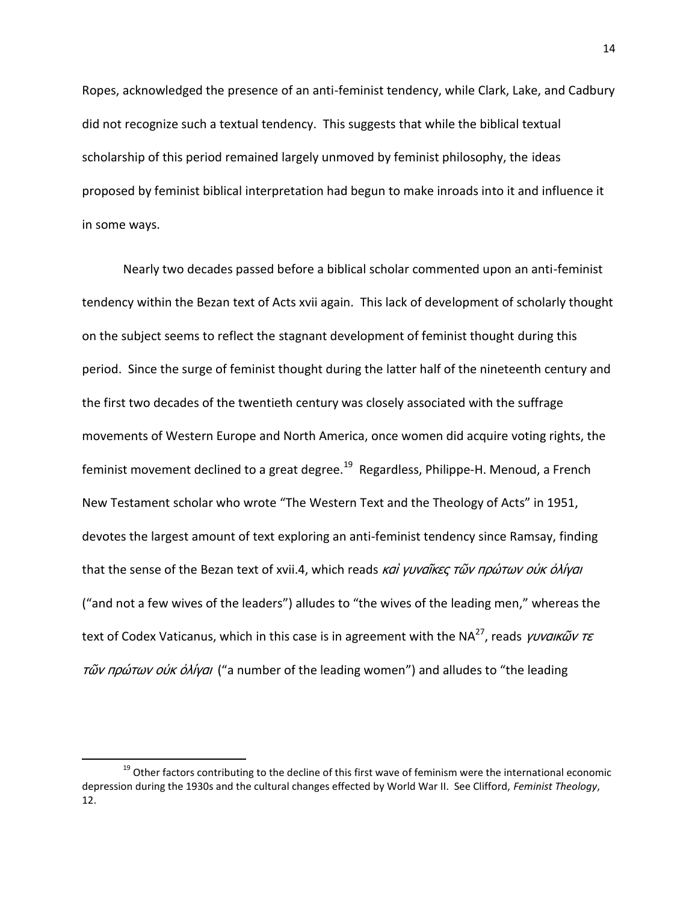Ropes, acknowledged the presence of an anti-feminist tendency, while Clark, Lake, and Cadbury did not recognize such a textual tendency. This suggests that while the biblical textual scholarship of this period remained largely unmoved by feminist philosophy, the ideas proposed by feminist biblical interpretation had begun to make inroads into it and influence it in some ways.

Nearly two decades passed before a biblical scholar commented upon an anti-feminist tendency within the Bezan text of Acts xvii again. This lack of development of scholarly thought on the subject seems to reflect the stagnant development of feminist thought during this period. Since the surge of feminist thought during the latter half of the nineteenth century and the first two decades of the twentieth century was closely associated with the suffrage movements of Western Europe and North America, once women did acquire voting rights, the feminist movement declined to a great degree.[19] Regardless, Philippe-H. Menoud, a French New Testament scholar who wrote "The Western Text and the Theology of Acts" in 1951, devotes the largest amount of text exploring an anti-feminist tendency since Ramsay, finding that the sense of the Bezan text of xvii.4, which reads *καὶ γυναῖκες τῶν πρώτων οὐκ ὀλίγαι* ("and not a few wives of the leaders") alludes to "the wives of the leading men," whereas the text of Codex Vaticanus, which in this case is in agreement with the NA[27], reads *γυναικῶν τε τῶν πρώτων οὐκ ὀλίγαι* ("a number of the leading women") and alludes to "the leading

[19] Other factors contributing to the decline of this first wave of feminism were the international economic depression during the 1930s and the cultural changes effected by World War II. See Clifford, *Feminist Theology*, 12.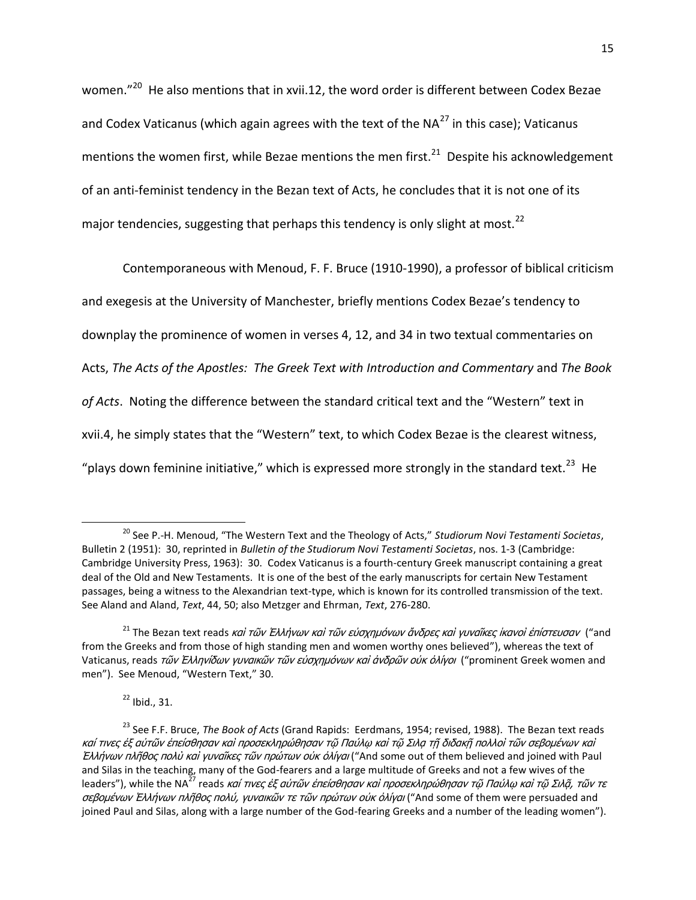women."[20] He also mentions that in xvii.12, the word order is different between Codex Bezae and Codex Vaticanus (which again agrees with the text of the NA[27] in this case); Vaticanus mentions the women first, while Bezae mentions the men first.[21] Despite his acknowledgement of an anti-feminist tendency in the Bezan text of Acts, he concludes that it is not one of its major tendencies, suggesting that perhaps this tendency is only slight at most.[22]

Contemporaneous with Menoud, F. F. Bruce (1910-1990), a professor of biblical criticism and exegesis at the University of Manchester, briefly mentions Codex Bezae's tendency to downplay the prominence of women in verses 4, 12, and 34 in two textual commentaries on Acts, *The Acts of the Apostles: The Greek Text with Introduction and Commentary* and *The Book of Acts*. Noting the difference between the standard critical text and the "Western" text in xvii.4, he simply states that the "Western" text, to which Codex Bezae is the clearest witness, "plays down feminine initiative," which is expressed more strongly in the standard text.[23] He

---

[20] See P.-H. Menoud, "The Western Text and the Theology of Acts," *Studiorum Novi Testamenti Societas*, Bulletin 2 (1951): 30, reprinted in *Bulletin of the Studiorum Novi Testamenti Societas*, nos. 1-3 (Cambridge: Cambridge University Press, 1963): 30. Codex Vaticanus is a fourth-century Greek manuscript containing a great deal of the Old and New Testaments. It is one of the best of the early manuscripts for certain New Testament passages, being a witness to the Alexandrian text-type, which is known for its controlled transmission of the text. See Aland and Aland, *Text*, 44, 50; also Metzger and Ehrman, *Text*, 276-280.

[21] The Bezan text reads *καὶ τῶν Ἑλλήνων καὶ τῶν εὐσχημόνων ἄνδρες καὶ γυναῖκες ἱκανοὶ ἐπίστευσαν* ("and from the Greeks and from those of high standing men and women worthy ones believed"), whereas the text of Vaticanus, reads *τῶν Ἑλληνίδων γυναικῶν τῶν εὐσχημόνων καὶ ἀνδρῶν οὐκ ὀλίγοι* ("prominent Greek women and men"). See Menoud, "Western Text," 30.

[22] Ibid., 31.

[23] See F.F. Bruce, *The Book of Acts* (Grand Rapids: Eerdmans, 1954; revised, 1988). The Bezan text reads *καί τινες ἐξ αὐτῶν ἐπείσθησαν καὶ προσεκληρώθησαν τῷ Παύλῳ καὶ τῷ Σιλᾳ τῇ διδακῇ πολλοὶ τῶν σεβομένων καὶ Ἑλλήνων πλῆθος πολὺ καὶ γυναῖκες τῶν πρώτων οὐκ ὀλίγαι* ("And some out of them believed and joined with Paul and Silas in the teaching, many of the God-fearers and a large multitude of Greeks and not a few wives of the leaders"), while the NA[27] reads *καί τινες ἐξ αὐτῶν ἐπείσθησαν καὶ προσεκληρώθησαν τῷ Παύλῳ καὶ τῷ Σιλᾶ, τῶν τε σεβομένων Ἑλλήνων πλῆθος πολύ, γυναικῶν τε τῶν πρώτων οὐκ ὀλίγαι* ("And some of them were persuaded and joined Paul and Silas, along with a large number of the God-fearing Greeks and a number of the leading women").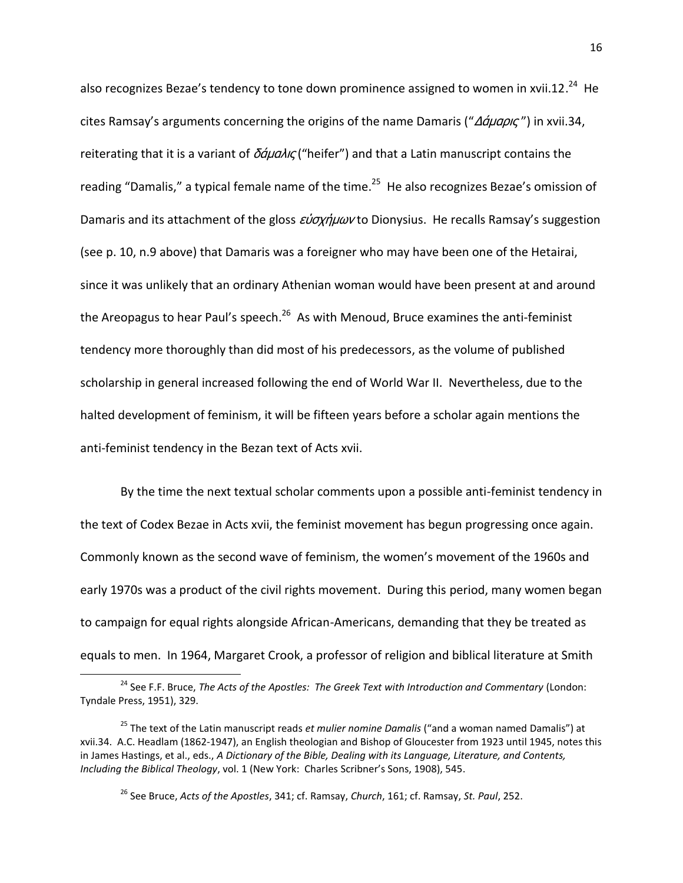also recognizes Bezae's tendency to tone down prominence assigned to women in xvii.12.[24] He cites Ramsay's arguments concerning the origins of the name Damaris ("*Δάμαρις*") in xvii.34, reiterating that it is a variant of *δάμαλις* ("heifer") and that a Latin manuscript contains the reading "Damalis," a typical female name of the time.[25] He also recognizes Bezae's omission of Damaris and its attachment of the gloss *εὐσχήμων* to Dionysius. He recalls Ramsay's suggestion (see p. 10, n.9 above) that Damaris was a foreigner who may have been one of the Hetairai, since it was unlikely that an ordinary Athenian woman would have been present at and around the Areopagus to hear Paul's speech.[26] As with Menoud, Bruce examines the anti-feminist tendency more thoroughly than did most of his predecessors, as the volume of published scholarship in general increased following the end of World War II. Nevertheless, due to the halted development of feminism, it will be fifteen years before a scholar again mentions the anti-feminist tendency in the Bezan text of Acts xvii.

By the time the next textual scholar comments upon a possible anti-feminist tendency in the text of Codex Bezae in Acts xvii, the feminist movement has begun progressing once again. Commonly known as the second wave of feminism, the women's movement of the 1960s and early 1970s was a product of the civil rights movement. During this period, many women began to campaign for equal rights alongside African-Americans, demanding that they be treated as equals to men. In 1964, Margaret Crook, a professor of religion and biblical literature at Smith

---

[24] See F.F. Bruce, *The Acts of the Apostles: The Greek Text with Introduction and Commentary* (London: Tyndale Press, 1951), 329.

[25] The text of the Latin manuscript reads *et mulier nomine Damalis* ("and a woman named Damalis") at xvii.34. A.C. Headlam (1862-1947), an English theologian and Bishop of Gloucester from 1923 until 1945, notes this in James Hastings, et al., eds., *A Dictionary of the Bible, Dealing with its Language, Literature, and Contents, Including the Biblical Theology*, vol. 1 (New York: Charles Scribner's Sons, 1908), 545.

[26] See Bruce, *Acts of the Apostles*, 341; cf. Ramsay, *Church*, 161; cf. Ramsay, *St. Paul*, 252.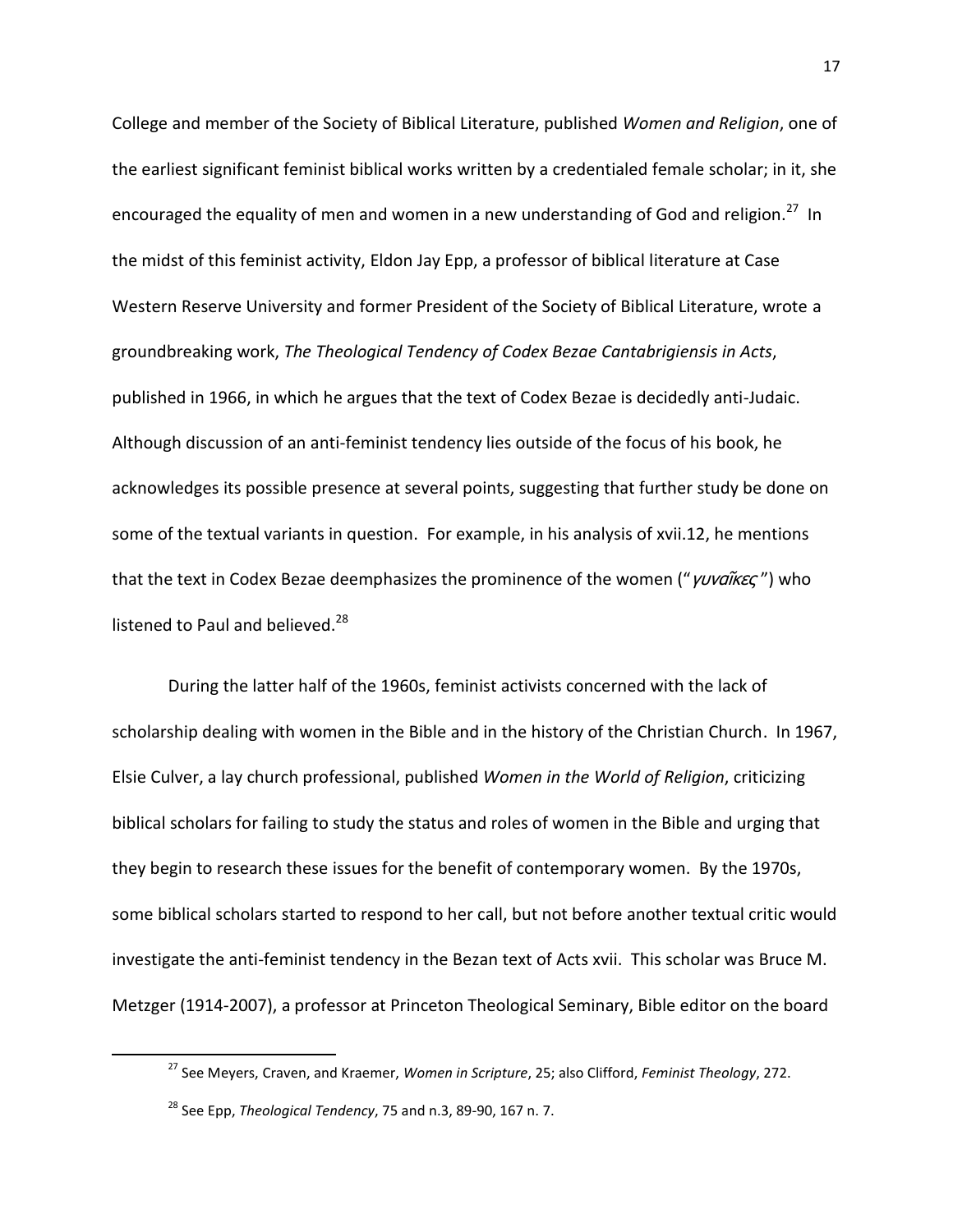College and member of the Society of Biblical Literature, published *Women and Religion*, one of the earliest significant feminist biblical works written by a credentialed female scholar; in it, she encouraged the equality of men and women in a new understanding of God and religion.[27] In the midst of this feminist activity, Eldon Jay Epp, a professor of biblical literature at Case Western Reserve University and former President of the Society of Biblical Literature, wrote a groundbreaking work, *The Theological Tendency of Codex Bezae Cantabrigiensis in Acts*, published in 1966, in which he argues that the text of Codex Bezae is decidedly anti-Judaic. Although discussion of an anti-feminist tendency lies outside of the focus of his book, he acknowledges its possible presence at several points, suggesting that further study be done on some of the textual variants in question. For example, in his analysis of xvii.12, he mentions that the text in Codex Bezae deemphasizes the prominence of the women ("*γυναῖκες*") who listened to Paul and believed.[28]

During the latter half of the 1960s, feminist activists concerned with the lack of scholarship dealing with women in the Bible and in the history of the Christian Church. In 1967, Elsie Culver, a lay church professional, published *Women in the World of Religion*, criticizing biblical scholars for failing to study the status and roles of women in the Bible and urging that they begin to research these issues for the benefit of contemporary women. By the 1970s, some biblical scholars started to respond to her call, but not before another textual critic would investigate the anti-feminist tendency in the Bezan text of Acts xvii. This scholar was Bruce M. Metzger (1914-2007), a professor at Princeton Theological Seminary, Bible editor on the board

[27] See Meyers, Craven, and Kraemer, *Women in Scripture*, 25; also Clifford, *Feminist Theology*, 272.

[28] See Epp, *Theological Tendency*, 75 and n.3, 89-90, 167 n. 7.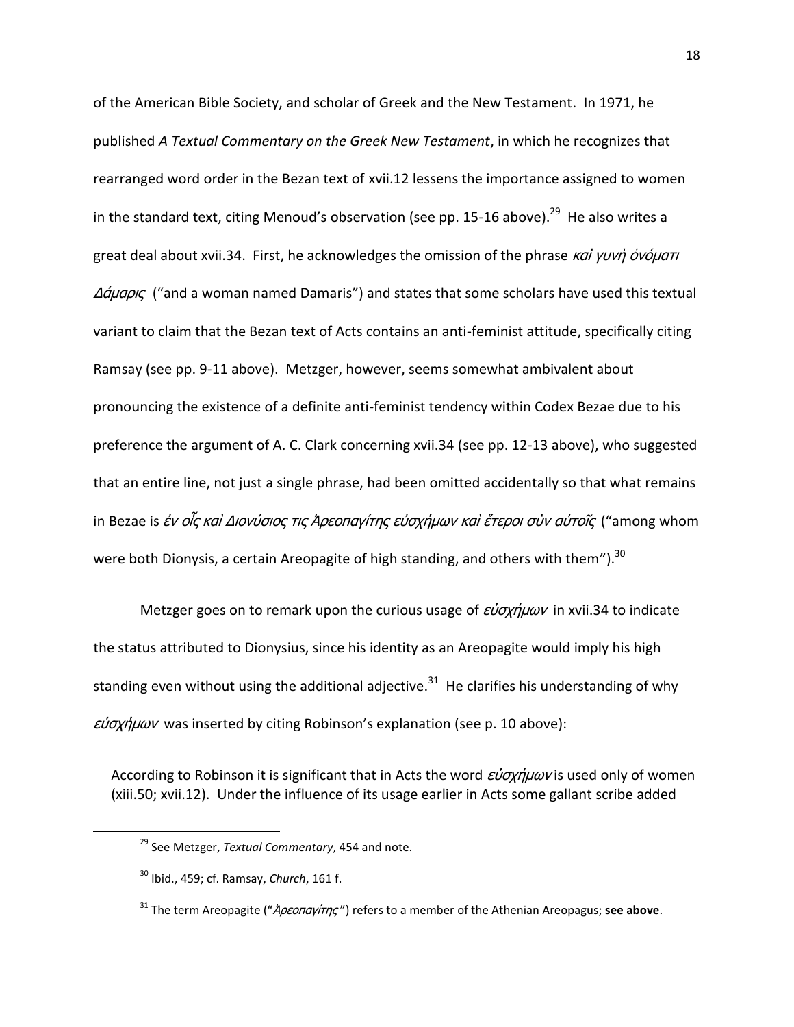of the American Bible Society, and scholar of Greek and the New Testament. In 1971, he published *A Textual Commentary on the Greek New Testament*, in which he recognizes that rearranged word order in the Bezan text of xvii.12 lessens the importance assigned to women in the standard text, citing Menoud's observation (see pp. 15-16 above).[29] He also writes a great deal about xvii.34. First, he acknowledges the omission of the phrase *καὶ γυνὴ ὀνόματι Δάμαρις* ("and a woman named Damaris") and states that some scholars have used this textual variant to claim that the Bezan text of Acts contains an anti-feminist attitude, specifically citing Ramsay (see pp. 9-11 above). Metzger, however, seems somewhat ambivalent about pronouncing the existence of a definite anti-feminist tendency within Codex Bezae due to his preference the argument of A. C. Clark concerning xvii.34 (see pp. 12-13 above), who suggested that an entire line, not just a single phrase, had been omitted accidentally so that what remains in Bezae is *ἐν οἷς καὶ Διονύσιος τις Ἀρεοπαγίτης εὐσχήμων καὶ ἕτεροι σὺν αὐτοῖς* ("among whom were both Dionysis, a certain Areopagite of high standing, and others with them").[30]

Metzger goes on to remark upon the curious usage of *εὐσχήμων* in xvii.34 to indicate the status attributed to Dionysius, since his identity as an Areopagite would imply his high standing even without using the additional adjective.[31] He clarifies his understanding of why *εὐσχήμων* was inserted by citing Robinson's explanation (see p. 10 above):

> According to Robinson it is significant that in Acts the word *εὐσχήμων* is used only of women (xiii.50; xvii.12). Under the influence of its usage earlier in Acts some gallant scribe added

[29] See Metzger, *Textual Commentary*, 454 and note.

[30] Ibid., 459; cf. Ramsay, *Church*, 161 f.

[31] The term Areopagite ("*Ἀρεοπαγίτης*") refers to a member of the Athenian Areopagus; **see above**.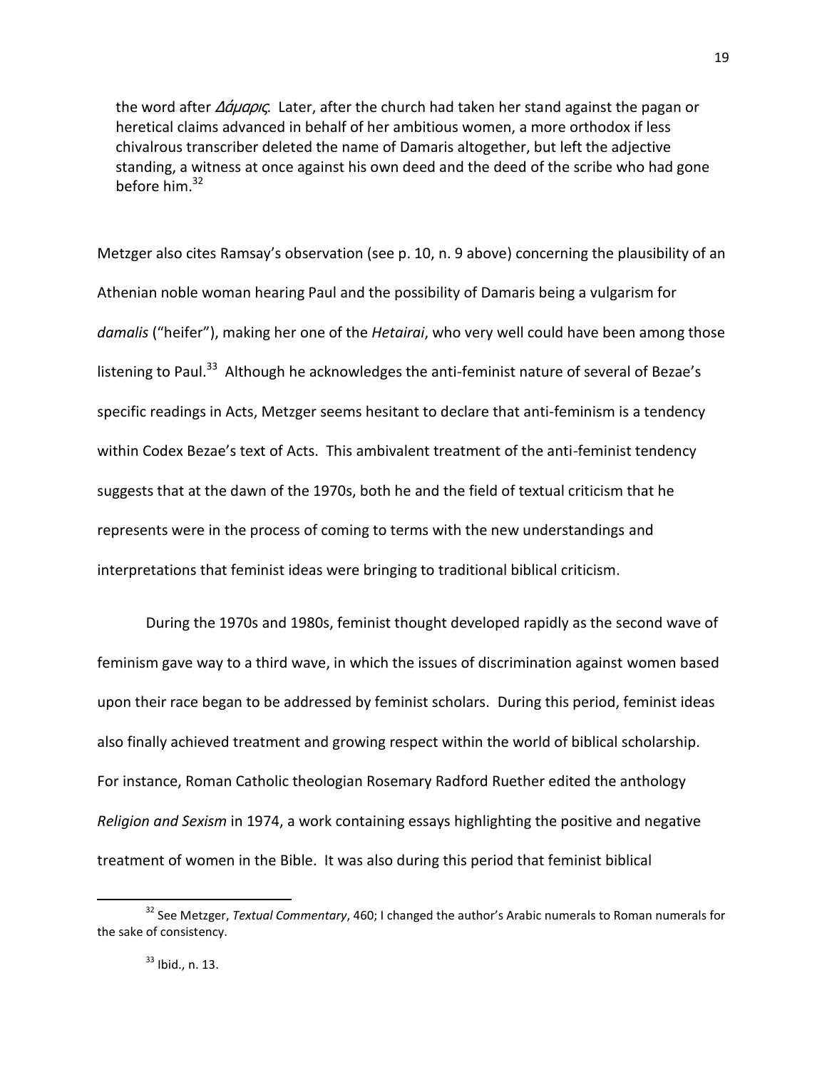the word after *Δάμαρις*. Later, after the church had taken her stand against the pagan or heretical claims advanced in behalf of her ambitious women, a more orthodox if less chivalrous transcriber deleted the name of Damaris altogether, but left the adjective standing, a witness at once against his own deed and the deed of the scribe who had gone before him.[32]

Metzger also cites Ramsay's observation (see p. 10, n. 9 above) concerning the plausibility of an Athenian noble woman hearing Paul and the possibility of Damaris being a vulgarism for *damalis* ("heifer"), making her one of the *Hetairai*, who very well could have been among those listening to Paul.[33] Although he acknowledges the anti-feminist nature of several of Bezae's specific readings in Acts, Metzger seems hesitant to declare that anti-feminism is a tendency within Codex Bezae's text of Acts. This ambivalent treatment of the anti-feminist tendency suggests that at the dawn of the 1970s, both he and the field of textual criticism that he represents were in the process of coming to terms with the new understandings and interpretations that feminist ideas were bringing to traditional biblical criticism.

During the 1970s and 1980s, feminist thought developed rapidly as the second wave of feminism gave way to a third wave, in which the issues of discrimination against women based upon their race began to be addressed by feminist scholars. During this period, feminist ideas also finally achieved treatment and growing respect within the world of biblical scholarship. For instance, Roman Catholic theologian Rosemary Radford Ruether edited the anthology *Religion and Sexism* in 1974, a work containing essays highlighting the positive and negative treatment of women in the Bible. It was also during this period that feminist biblical

[32] See Metzger, *Textual Commentary*, 460; I changed the author's Arabic numerals to Roman numerals for the sake of consistency.

[33] Ibid., n. 13.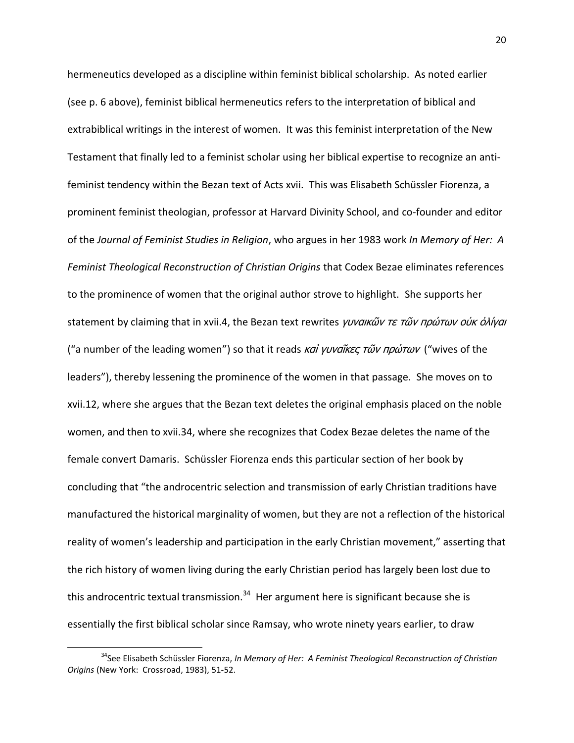hermeneutics developed as a discipline within feminist biblical scholarship. As noted earlier (see p. 6 above), feminist biblical hermeneutics refers to the interpretation of biblical and extrabiblical writings in the interest of women. It was this feminist interpretation of the New Testament that finally led to a feminist scholar using her biblical expertise to recognize an anti-feminist tendency within the Bezan text of Acts xvii. This was Elisabeth Schüssler Fiorenza, a prominent feminist theologian, professor at Harvard Divinity School, and co-founder and editor of the *Journal of Feminist Studies in Religion*, who argues in her 1983 work *In Memory of Her: A Feminist Theological Reconstruction of Christian Origins* that Codex Bezae eliminates references to the prominence of women that the original author strove to highlight. She supports her statement by claiming that in xvii.4, the Bezan text rewrites *γυναικῶν τε τῶν πρώτων οὐκ ὀλίγαι* ("a number of the leading women") so that it reads *καὶ γυναῖκες τῶν πρώτων* ("wives of the leaders"), thereby lessening the prominence of the women in that passage. She moves on to xvii.12, where she argues that the Bezan text deletes the original emphasis placed on the noble women, and then to xvii.34, where she recognizes that Codex Bezae deletes the name of the female convert Damaris. Schüssler Fiorenza ends this particular section of her book by concluding that "the androcentric selection and transmission of early Christian traditions have manufactured the historical marginality of women, but they are not a reflection of the historical reality of women's leadership and participation in the early Christian movement," asserting that the rich history of women living during the early Christian period has largely been lost due to this androcentric textual transmission.[34] Her argument here is significant because she is essentially the first biblical scholar since Ramsay, who wrote ninety years earlier, to draw

[34] See Elisabeth Schüssler Fiorenza, *In Memory of Her: A Feminist Theological Reconstruction of Christian Origins* (New York: Crossroad, 1983), 51-52.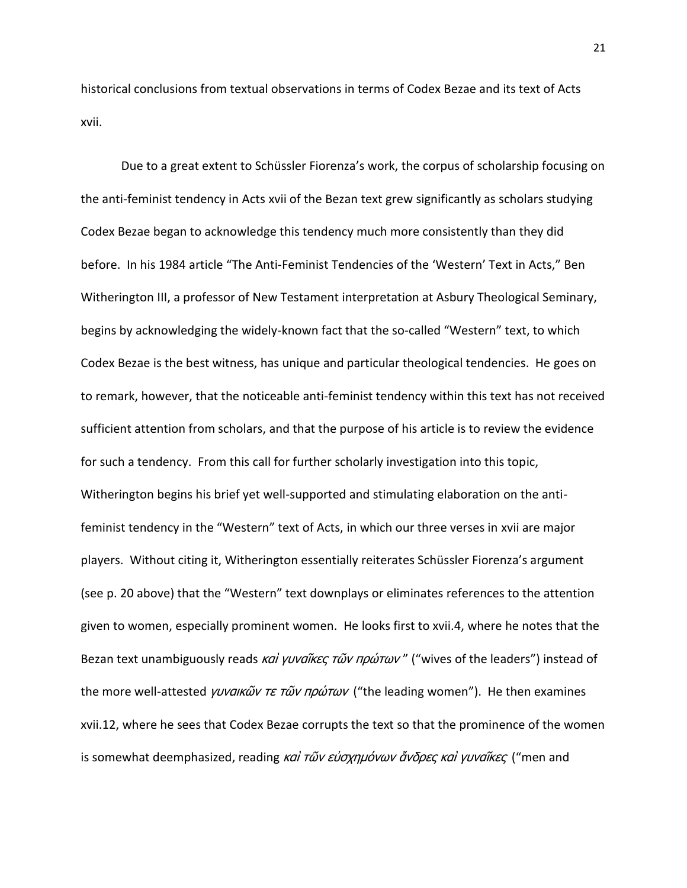historical conclusions from textual observations in terms of Codex Bezae and its text of Acts xvii.

Due to a great extent to Schüssler Fiorenza's work, the corpus of scholarship focusing on the anti-feminist tendency in Acts xvii of the Bezan text grew significantly as scholars studying Codex Bezae began to acknowledge this tendency much more consistently than they did before. In his 1984 article "The Anti-Feminist Tendencies of the 'Western' Text in Acts," Ben Witherington III, a professor of New Testament interpretation at Asbury Theological Seminary, begins by acknowledging the widely-known fact that the so-called "Western" text, to which Codex Bezae is the best witness, has unique and particular theological tendencies. He goes on to remark, however, that the noticeable anti-feminist tendency within this text has not received sufficient attention from scholars, and that the purpose of his article is to review the evidence for such a tendency. From this call for further scholarly investigation into this topic, Witherington begins his brief yet well-supported and stimulating elaboration on the anti-feminist tendency in the "Western" text of Acts, in which our three verses in xvii are major players. Without citing it, Witherington essentially reiterates Schüssler Fiorenza's argument (see p. 20 above) that the "Western" text downplays or eliminates references to the attention given to women, especially prominent women. He looks first to xvii.4, where he notes that the Bezan text unambiguously reads *καὶ γυναῖκες τῶν πρώτων* " ("wives of the leaders") instead of the more well-attested *γυναικῶν τε τῶν πρώτων* ("the leading women"). He then examines xvii.12, where he sees that Codex Bezae corrupts the text so that the prominence of the women is somewhat deemphasized, reading *καὶ τῶν εὐσχημόνων ἄνδρες καὶ γυναῖκες* ("men and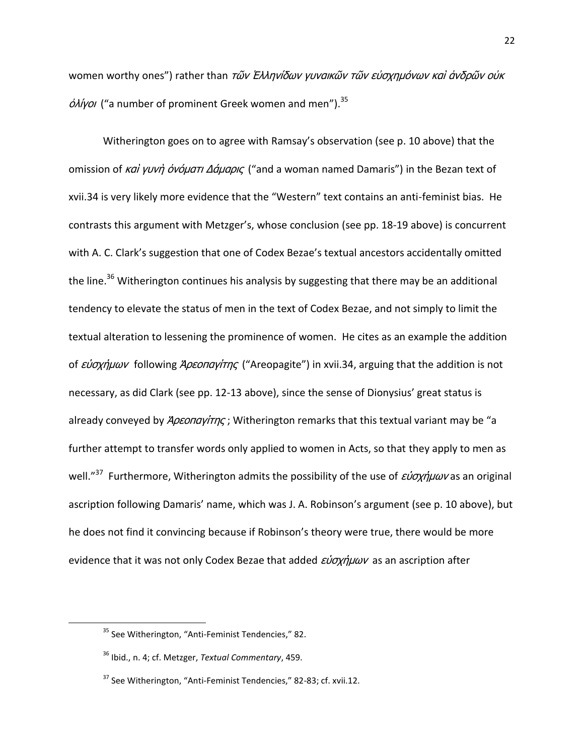women worthy ones") rather than *τῶν Ἑλληνίδων γυναικῶν τῶν εὐσχημόνων καὶ ἀνδρῶν οὐκ ὀλίγοι* ("a number of prominent Greek women and men").[35]

Witherington goes on to agree with Ramsay's observation (see p. 10 above) that the omission of *καὶ γυνὴ ὀνόματι Δάμαρις* ("and a woman named Damaris") in the Bezan text of xvii.34 is very likely more evidence that the "Western" text contains an anti-feminist bias. He contrasts this argument with Metzger's, whose conclusion (see pp. 18-19 above) is concurrent with A. C. Clark's suggestion that one of Codex Bezae's textual ancestors accidentally omitted the line.[36] Witherington continues his analysis by suggesting that there may be an additional tendency to elevate the status of men in the text of Codex Bezae, and not simply to limit the textual alteration to lessening the prominence of women. He cites as an example the addition of *εὐσχήμων* following *Ἀρεοπαγίτης* ("Areopagite") in xvii.34, arguing that the addition is not necessary, as did Clark (see pp. 12-13 above), since the sense of Dionysius' great status is already conveyed by *Ἀρεοπαγίτης*; Witherington remarks that this textual variant may be "a further attempt to transfer words only applied to women in Acts, so that they apply to men as well."[37] Furthermore, Witherington admits the possibility of the use of *εὐσχήμων* as an original ascription following Damaris' name, which was J. A. Robinson's argument (see p. 10 above), but he does not find it convincing because if Robinson's theory were true, there would be more evidence that it was not only Codex Bezae that added *εὐσχήμων* as an ascription after

---

[35] See Witherington, "Anti-Feminist Tendencies," 82.

[36] Ibid., n. 4; cf. Metzger, *Textual Commentary*, 459.

[37] See Witherington, "Anti-Feminist Tendencies," 82-83; cf. xvii.12.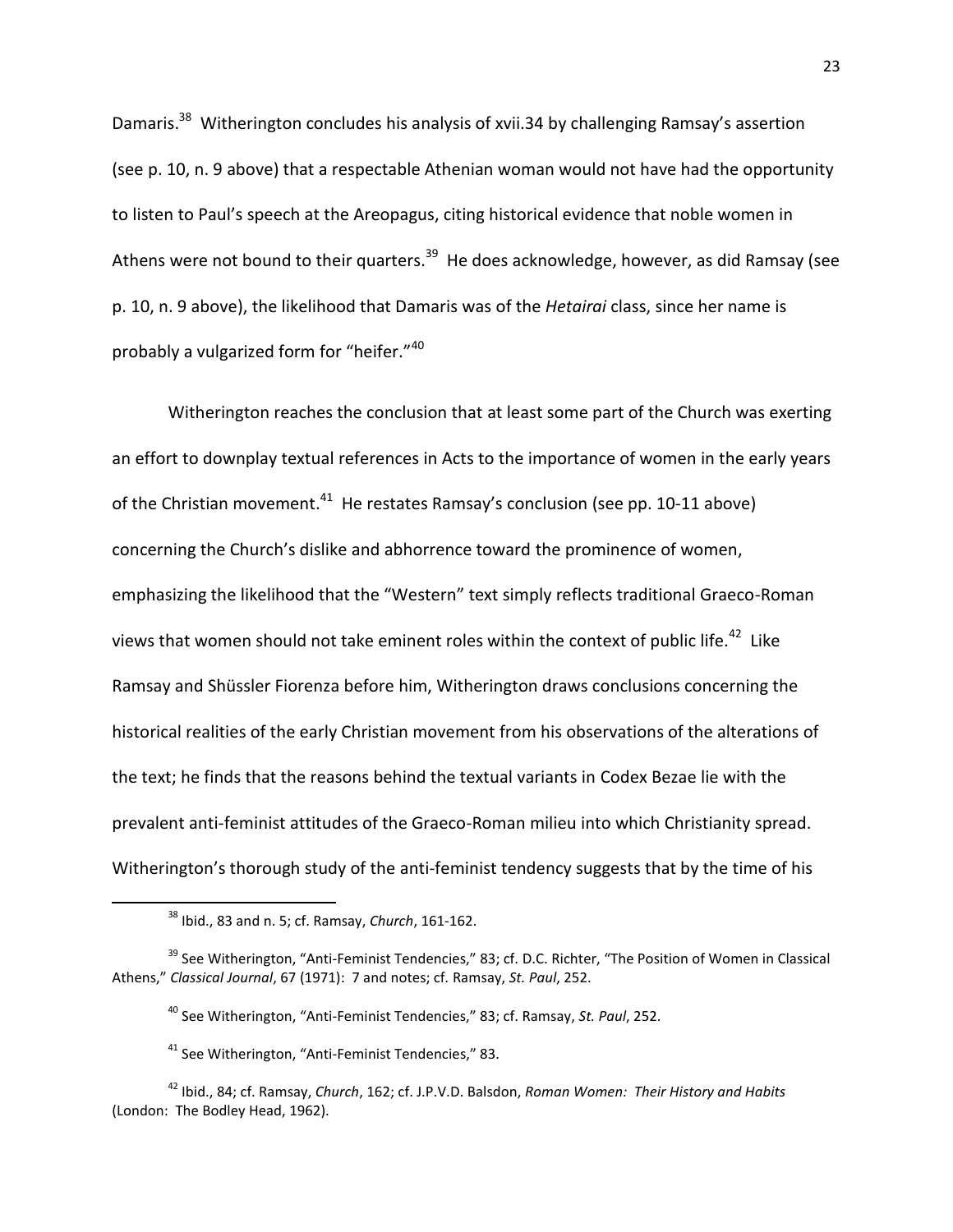Damaris.[38] Witherington concludes his analysis of xvii.34 by challenging Ramsay's assertion (see p. 10, n. 9 above) that a respectable Athenian woman would not have had the opportunity to listen to Paul's speech at the Areopagus, citing historical evidence that noble women in Athens were not bound to their quarters.[39] He does acknowledge, however, as did Ramsay (see p. 10, n. 9 above), the likelihood that Damaris was of the *Hetairai* class, since her name is probably a vulgarized form for "heifer."[40]

Witherington reaches the conclusion that at least some part of the Church was exerting an effort to downplay textual references in Acts to the importance of women in the early years of the Christian movement.[41] He restates Ramsay's conclusion (see pp. 10-11 above) concerning the Church's dislike and abhorrence toward the prominence of women, emphasizing the likelihood that the "Western" text simply reflects traditional Graeco-Roman views that women should not take eminent roles within the context of public life.[42] Like Ramsay and Shüssler Fiorenza before him, Witherington draws conclusions concerning the historical realities of the early Christian movement from his observations of the alterations of the text; he finds that the reasons behind the textual variants in Codex Bezae lie with the prevalent anti-feminist attitudes of the Graeco-Roman milieu into which Christianity spread. Witherington's thorough study of the anti-feminist tendency suggests that by the time of his

---

[38] Ibid., 83 and n. 5; cf. Ramsay, *Church*, 161-162.

[39] See Witherington, "Anti-Feminist Tendencies," 83; cf. D.C. Richter, "The Position of Women in Classical Athens," *Classical Journal*, 67 (1971): 7 and notes; cf. Ramsay, *St. Paul*, 252.

[40] See Witherington, "Anti-Feminist Tendencies," 83; cf. Ramsay, *St. Paul*, 252.

[41] See Witherington, "Anti-Feminist Tendencies," 83.

[42] Ibid., 84; cf. Ramsay, *Church*, 162; cf. J.P.V.D. Balsdon, *Roman Women: Their History and Habits* (London: The Bodley Head, 1962).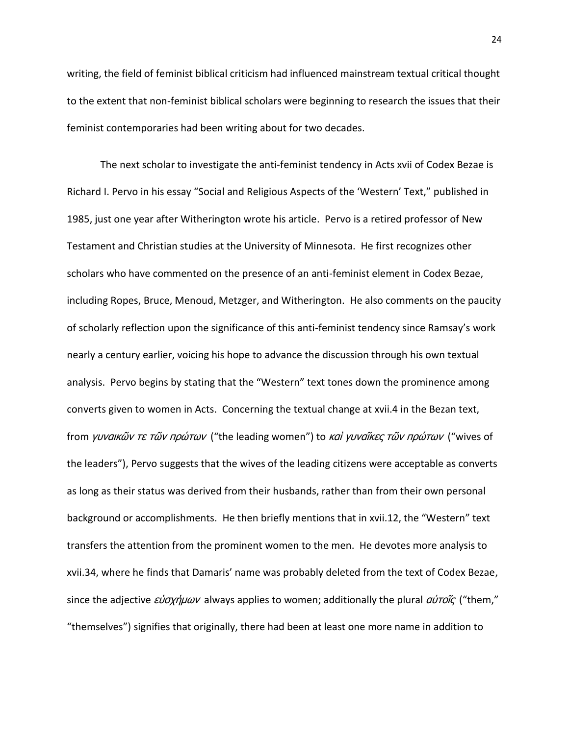writing, the field of feminist biblical criticism had influenced mainstream textual critical thought to the extent that non-feminist biblical scholars were beginning to research the issues that their feminist contemporaries had been writing about for two decades.

The next scholar to investigate the anti-feminist tendency in Acts xvii of Codex Bezae is Richard I. Pervo in his essay "Social and Religious Aspects of the 'Western' Text," published in 1985, just one year after Witherington wrote his article. Pervo is a retired professor of New Testament and Christian studies at the University of Minnesota. He first recognizes other scholars who have commented on the presence of an anti-feminist element in Codex Bezae, including Ropes, Bruce, Menoud, Metzger, and Witherington. He also comments on the paucity of scholarly reflection upon the significance of this anti-feminist tendency since Ramsay's work nearly a century earlier, voicing his hope to advance the discussion through his own textual analysis. Pervo begins by stating that the "Western" text tones down the prominence among converts given to women in Acts. Concerning the textual change at xvii.4 in the Bezan text, from *γυναικῶν τε τῶν πρώτων* ("the leading women") to *καὶ γυναῖκες τῶν πρώτων* ("wives of the leaders"), Pervo suggests that the wives of the leading citizens were acceptable as converts as long as their status was derived from their husbands, rather than from their own personal background or accomplishments. He then briefly mentions that in xvii.12, the "Western" text transfers the attention from the prominent women to the men. He devotes more analysis to xvii.34, where he finds that Damaris' name was probably deleted from the text of Codex Bezae, since the adjective *εὐσχήμων* always applies to women; additionally the plural *αὐτοῖς* ("them," "themselves") signifies that originally, there had been at least one more name in addition to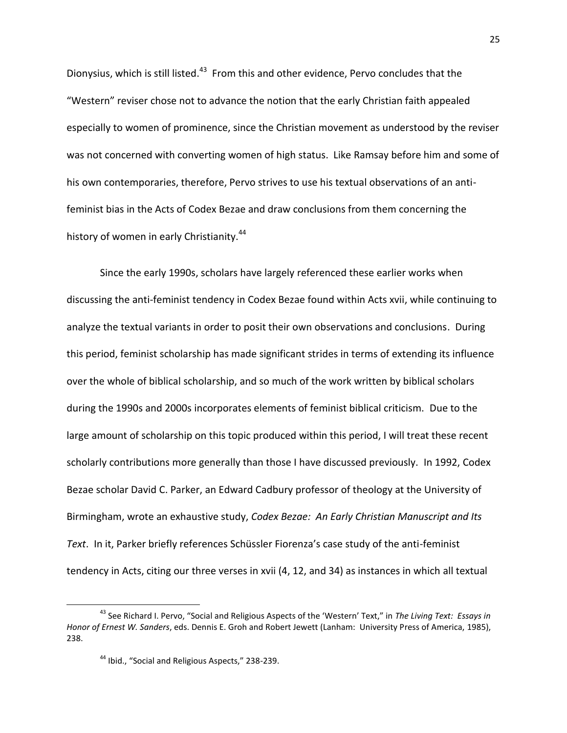Dionysius, which is still listed.[43] From this and other evidence, Pervo concludes that the "Western" reviser chose not to advance the notion that the early Christian faith appealed especially to women of prominence, since the Christian movement as understood by the reviser was not concerned with converting women of high status. Like Ramsay before him and some of his own contemporaries, therefore, Pervo strives to use his textual observations of an anti-feminist bias in the Acts of Codex Bezae and draw conclusions from them concerning the history of women in early Christianity.[44]

Since the early 1990s, scholars have largely referenced these earlier works when discussing the anti-feminist tendency in Codex Bezae found within Acts xvii, while continuing to analyze the textual variants in order to posit their own observations and conclusions. During this period, feminist scholarship has made significant strides in terms of extending its influence over the whole of biblical scholarship, and so much of the work written by biblical scholars during the 1990s and 2000s incorporates elements of feminist biblical criticism. Due to the large amount of scholarship on this topic produced within this period, I will treat these recent scholarly contributions more generally than those I have discussed previously. In 1992, Codex Bezae scholar David C. Parker, an Edward Cadbury professor of theology at the University of Birmingham, wrote an exhaustive study, *Codex Bezae: An Early Christian Manuscript and Its Text*. In it, Parker briefly references Schüssler Fiorenza's case study of the anti-feminist tendency in Acts, citing our three verses in xvii (4, 12, and 34) as instances in which all textual

---

[43] See Richard I. Pervo, "Social and Religious Aspects of the 'Western' Text," in *The Living Text: Essays in Honor of Ernest W. Sanders*, eds. Dennis E. Groh and Robert Jewett (Lanham: University Press of America, 1985), 238.

[44] Ibid., "Social and Religious Aspects," 238-239.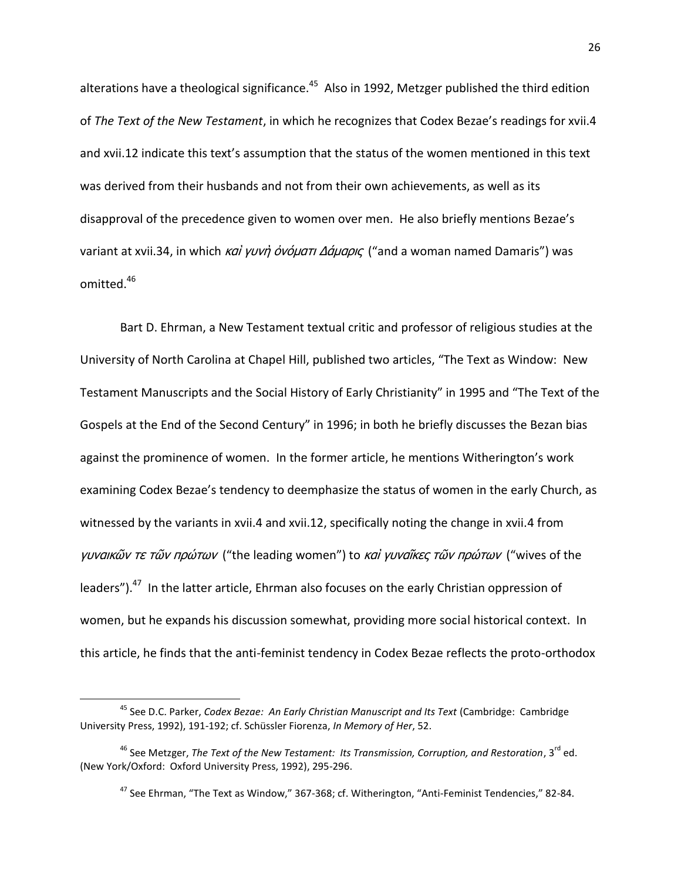alterations have a theological significance.[45] Also in 1992, Metzger published the third edition of *The Text of the New Testament*, in which he recognizes that Codex Bezae's readings for xvii.4 and xvii.12 indicate this text's assumption that the status of the women mentioned in this text was derived from their husbands and not from their own achievements, as well as its disapproval of the precedence given to women over men. He also briefly mentions Bezae's variant at xvii.34, in which *καὶ γυνὴ ὀνόματι Δάμαρις* ("and a woman named Damaris") was omitted.[46]

Bart D. Ehrman, a New Testament textual critic and professor of religious studies at the University of North Carolina at Chapel Hill, published two articles, "The Text as Window: New Testament Manuscripts and the Social History of Early Christianity" in 1995 and "The Text of the Gospels at the End of the Second Century" in 1996; in both he briefly discusses the Bezan bias against the prominence of women. In the former article, he mentions Witherington's work examining Codex Bezae's tendency to deemphasize the status of women in the early Church, as witnessed by the variants in xvii.4 and xvii.12, specifically noting the change in xvii.4 from *γυναικῶν τε τῶν πρώτων* ("the leading women") to *καὶ γυναῖκες τῶν πρώτων* ("wives of the leaders").[47] In the latter article, Ehrman also focuses on the early Christian oppression of women, but he expands his discussion somewhat, providing more social historical context. In this article, he finds that the anti-feminist tendency in Codex Bezae reflects the proto-orthodox

---

[45] See D.C. Parker, *Codex Bezae: An Early Christian Manuscript and Its Text* (Cambridge: Cambridge University Press, 1992), 191-192; cf. Schüssler Fiorenza, *In Memory of Her*, 52.

[46] See Metzger, *The Text of the New Testament: Its Transmission, Corruption, and Restoration*, 3rd ed. (New York/Oxford: Oxford University Press, 1992), 295-296.

[47] See Ehrman, "The Text as Window," 367-368; cf. Witherington, "Anti-Feminist Tendencies," 82-84.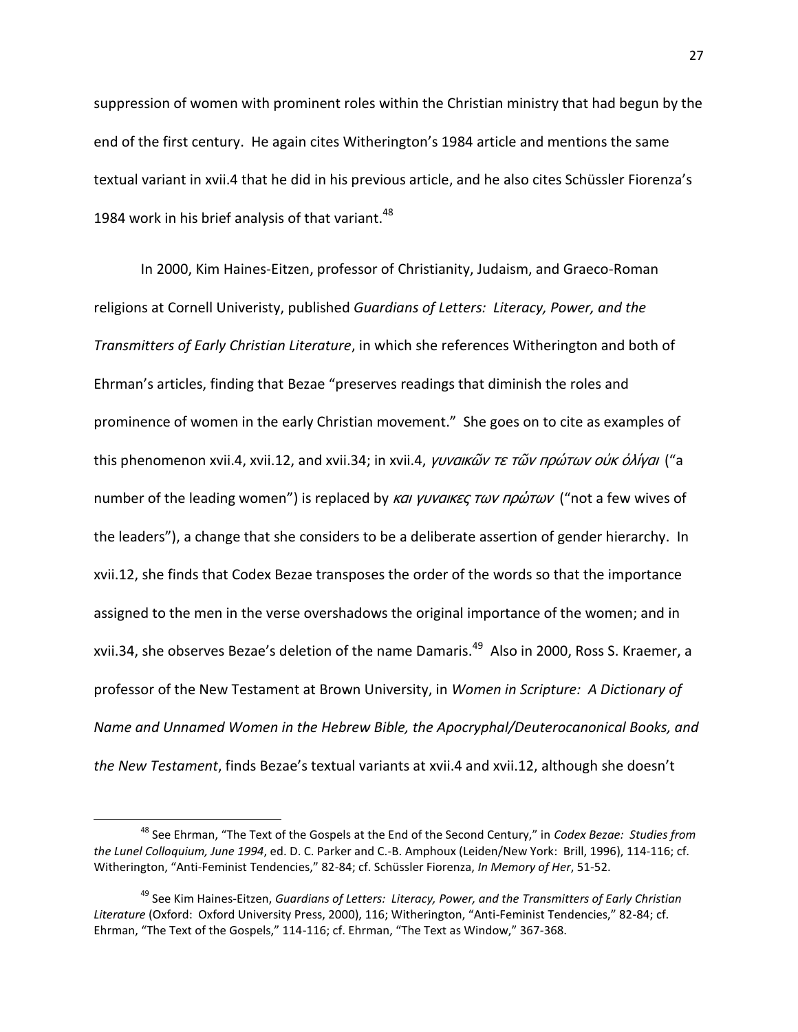suppression of women with prominent roles within the Christian ministry that had begun by the end of the first century. He again cites Witherington's 1984 article and mentions the same textual variant in xvii.4 that he did in his previous article, and he also cites Schüssler Fiorenza's 1984 work in his brief analysis of that variant.[48]

In 2000, Kim Haines-Eitzen, professor of Christianity, Judaism, and Graeco-Roman religions at Cornell Univeristy, published *Guardians of Letters: Literacy, Power, and the Transmitters of Early Christian Literature*, in which she references Witherington and both of Ehrman's articles, finding that Bezae "preserves readings that diminish the roles and prominence of women in the early Christian movement." She goes on to cite as examples of this phenomenon xvii.4, xvii.12, and xvii.34; in xvii.4, *γυναικῶν τε τῶν πρώτων οὐκ ὀλίγαι* ("a number of the leading women") is replaced by *και γυναικες των πρώτων* ("not a few wives of the leaders"), a change that she considers to be a deliberate assertion of gender hierarchy. In xvii.12, she finds that Codex Bezae transposes the order of the words so that the importance assigned to the men in the verse overshadows the original importance of the women; and in xvii.34, she observes Bezae's deletion of the name Damaris.[49] Also in 2000, Ross S. Kraemer, a professor of the New Testament at Brown University, in *Women in Scripture: A Dictionary of Name and Unnamed Women in the Hebrew Bible, the Apocryphal/Deuterocanonical Books, and the New Testament*, finds Bezae's textual variants at xvii.4 and xvii.12, although she doesn't

---

[48] See Ehrman, "The Text of the Gospels at the End of the Second Century," in *Codex Bezae: Studies from the Lunel Colloquium, June 1994*, ed. D. C. Parker and C.-B. Amphoux (Leiden/New York: Brill, 1996), 114-116; cf. Witherington, "Anti-Feminist Tendencies," 82-84; cf. Schüssler Fiorenza, *In Memory of Her*, 51-52.

[49] See Kim Haines-Eitzen, *Guardians of Letters: Literacy, Power, and the Transmitters of Early Christian Literature* (Oxford: Oxford University Press, 2000), 116; Witherington, "Anti-Feminist Tendencies," 82-84; cf. Ehrman, "The Text of the Gospels," 114-116; cf. Ehrman, "The Text as Window," 367-368.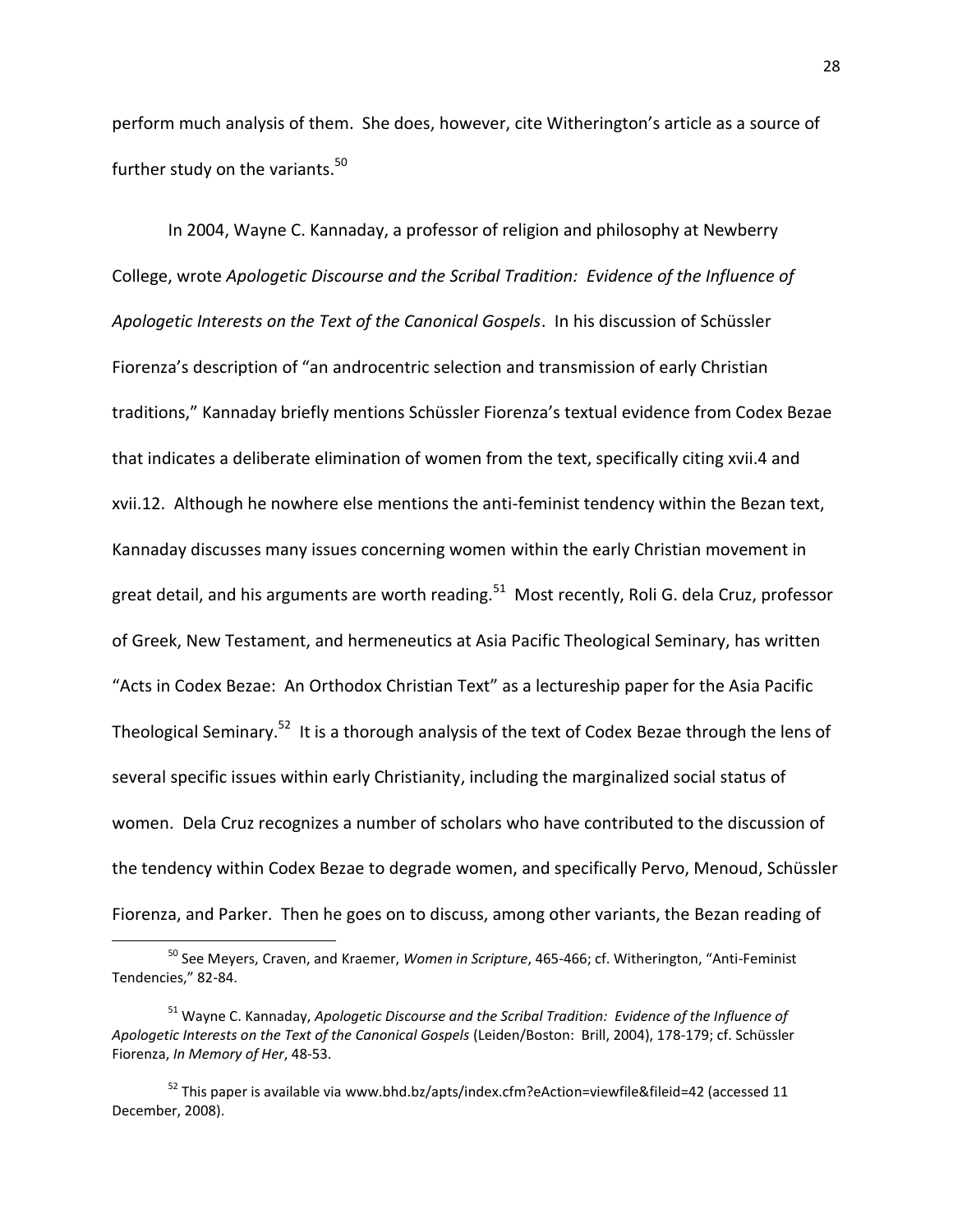perform much analysis of them. She does, however, cite Witherington's article as a source of further study on the variants.[50]

In 2004, Wayne C. Kannaday, a professor of religion and philosophy at Newberry College, wrote *Apologetic Discourse and the Scribal Tradition: Evidence of the Influence of Apologetic Interests on the Text of the Canonical Gospels*. In his discussion of Schüssler Fiorenza's description of "an androcentric selection and transmission of early Christian traditions," Kannaday briefly mentions Schüssler Fiorenza's textual evidence from Codex Bezae that indicates a deliberate elimination of women from the text, specifically citing xvii.4 and xvii.12. Although he nowhere else mentions the anti-feminist tendency within the Bezan text, Kannaday discusses many issues concerning women within the early Christian movement in great detail, and his arguments are worth reading.[51] Most recently, Roli G. dela Cruz, professor of Greek, New Testament, and hermeneutics at Asia Pacific Theological Seminary, has written "Acts in Codex Bezae: An Orthodox Christian Text" as a lectureship paper for the Asia Pacific Theological Seminary.[52] It is a thorough analysis of the text of Codex Bezae through the lens of several specific issues within early Christianity, including the marginalized social status of women. Dela Cruz recognizes a number of scholars who have contributed to the discussion of the tendency within Codex Bezae to degrade women, and specifically Pervo, Menoud, Schüssler Fiorenza, and Parker. Then he goes on to discuss, among other variants, the Bezan reading of

---

[50] See Meyers, Craven, and Kraemer, *Women in Scripture*, 465-466; cf. Witherington, "Anti-Feminist Tendencies," 82-84.

[51] Wayne C. Kannaday, *Apologetic Discourse and the Scribal Tradition: Evidence of the Influence of Apologetic Interests on the Text of the Canonical Gospels* (Leiden/Boston: Brill, 2004), 178-179; cf. Schüssler Fiorenza, *In Memory of Her*, 48-53.

[52] This paper is available via www.bhd.bz/apts/index.cfm?eAction=viewfile&fileid=42 (accessed 11 December, 2008).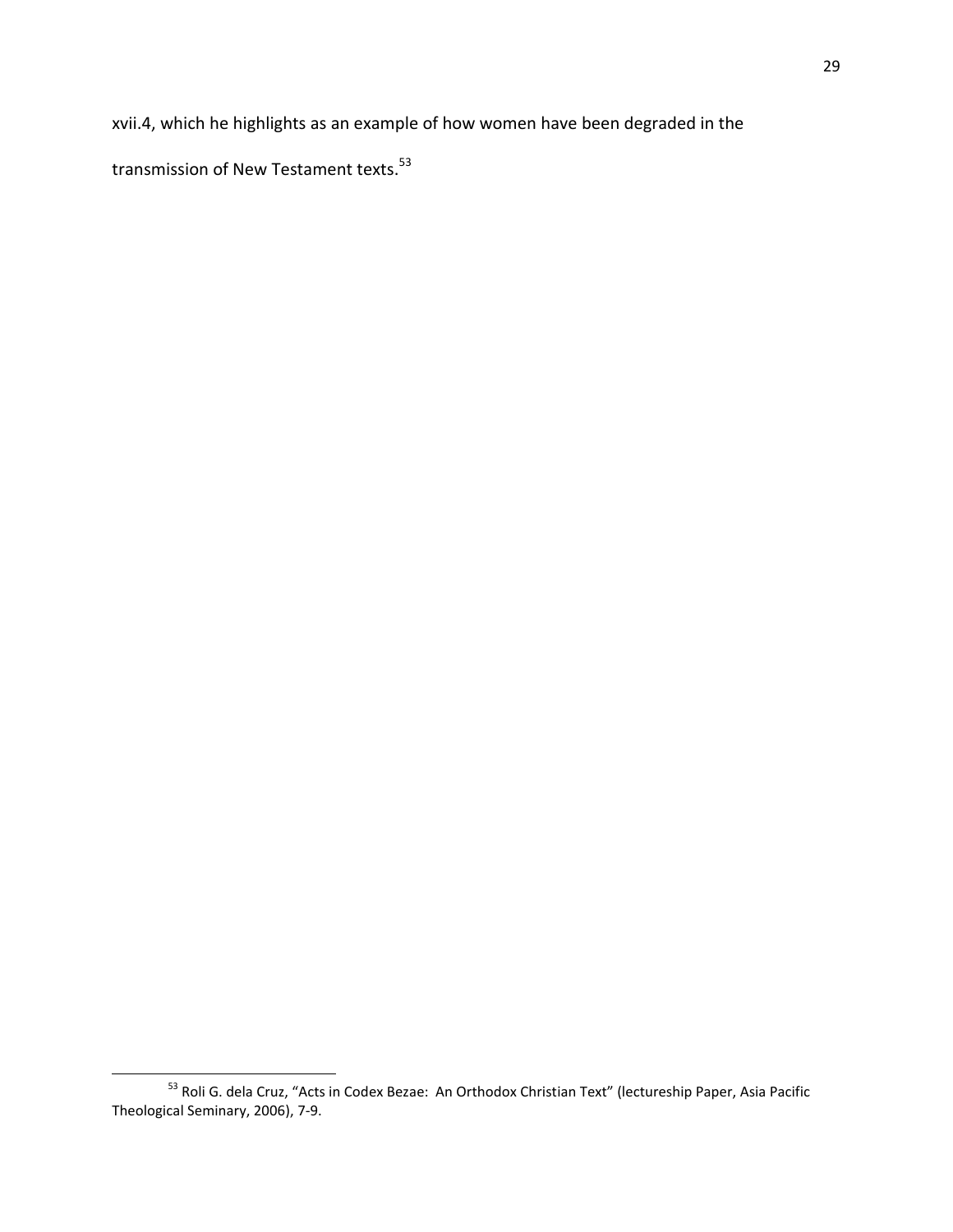xvii.4, which he highlights as an example of how women have been degraded in the transmission of New Testament texts.[53]

---

[53] Roli G. dela Cruz, "Acts in Codex Bezae: An Orthodox Christian Text" (lectureship Paper, Asia Pacific Theological Seminary, 2006), 7-9.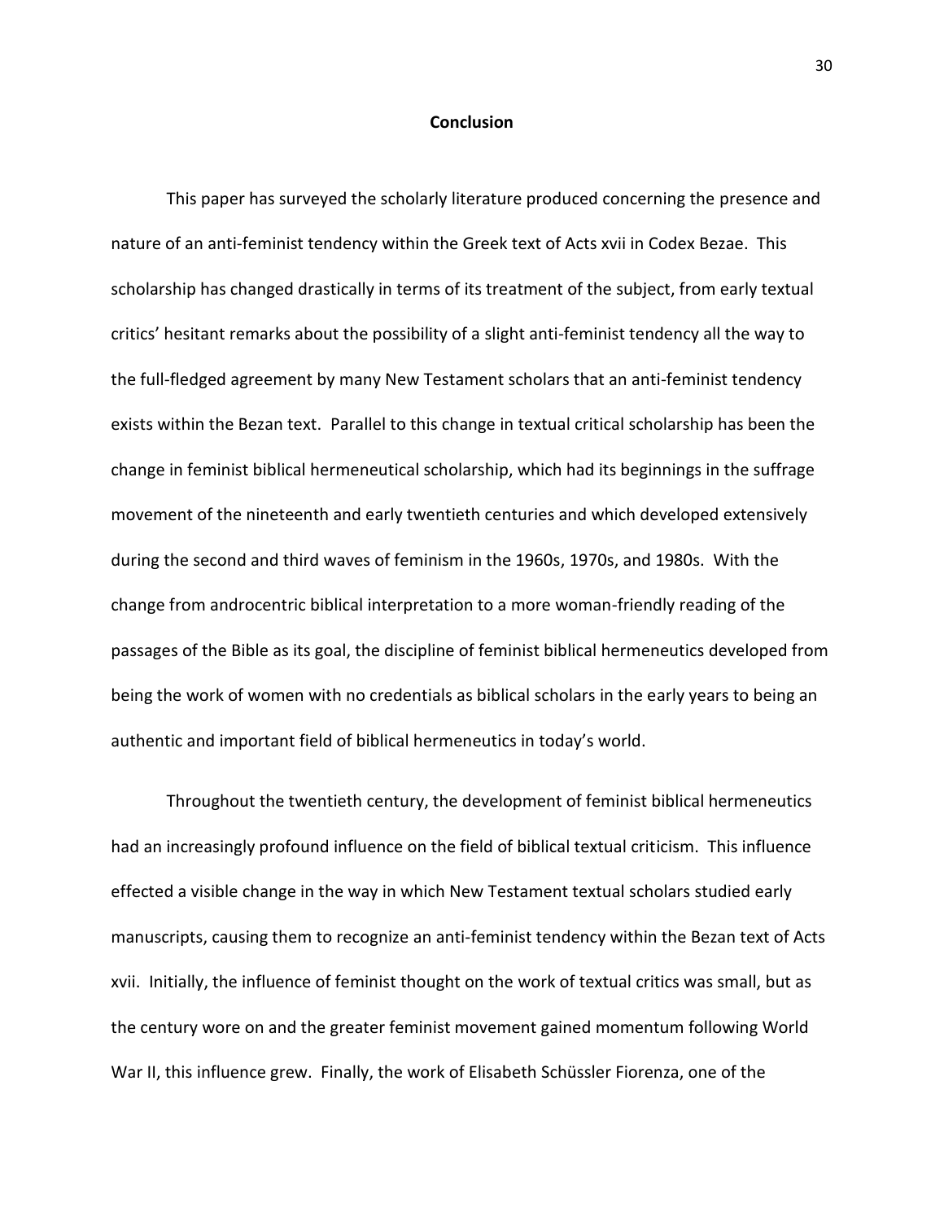## Conclusion

This paper has surveyed the scholarly literature produced concerning the presence and nature of an anti-feminist tendency within the Greek text of Acts xvii in Codex Bezae. This scholarship has changed drastically in terms of its treatment of the subject, from early textual critics' hesitant remarks about the possibility of a slight anti-feminist tendency all the way to the full-fledged agreement by many New Testament scholars that an anti-feminist tendency exists within the Bezan text. Parallel to this change in textual critical scholarship has been the change in feminist biblical hermeneutical scholarship, which had its beginnings in the suffrage movement of the nineteenth and early twentieth centuries and which developed extensively during the second and third waves of feminism in the 1960s, 1970s, and 1980s. With the change from androcentric biblical interpretation to a more woman-friendly reading of the passages of the Bible as its goal, the discipline of feminist biblical hermeneutics developed from being the work of women with no credentials as biblical scholars in the early years to being an authentic and important field of biblical hermeneutics in today's world.

Throughout the twentieth century, the development of feminist biblical hermeneutics had an increasingly profound influence on the field of biblical textual criticism. This influence effected a visible change in the way in which New Testament textual scholars studied early manuscripts, causing them to recognize an anti-feminist tendency within the Bezan text of Acts xvii. Initially, the influence of feminist thought on the work of textual critics was small, but as the century wore on and the greater feminist movement gained momentum following World War II, this influence grew. Finally, the work of Elisabeth Schüssler Fiorenza, one of the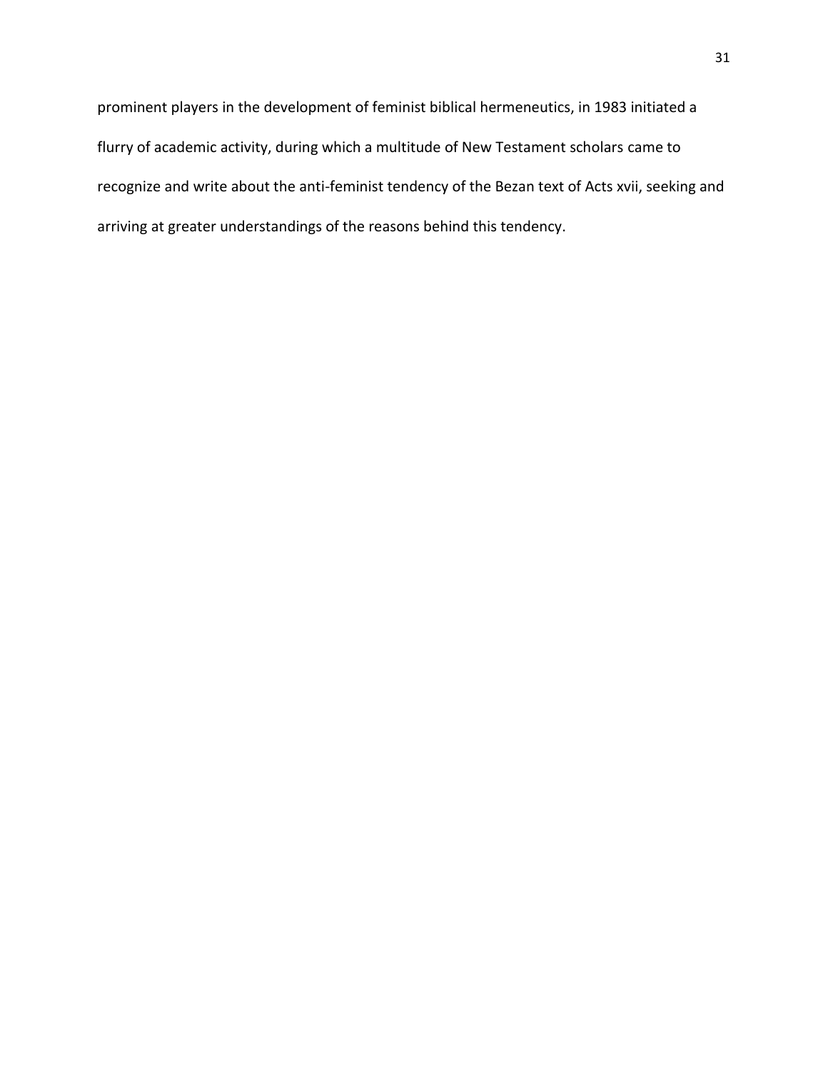prominent players in the development of feminist biblical hermeneutics, in 1983 initiated a flurry of academic activity, during which a multitude of New Testament scholars came to recognize and write about the anti-feminist tendency of the Bezan text of Acts xvii, seeking and arriving at greater understandings of the reasons behind this tendency.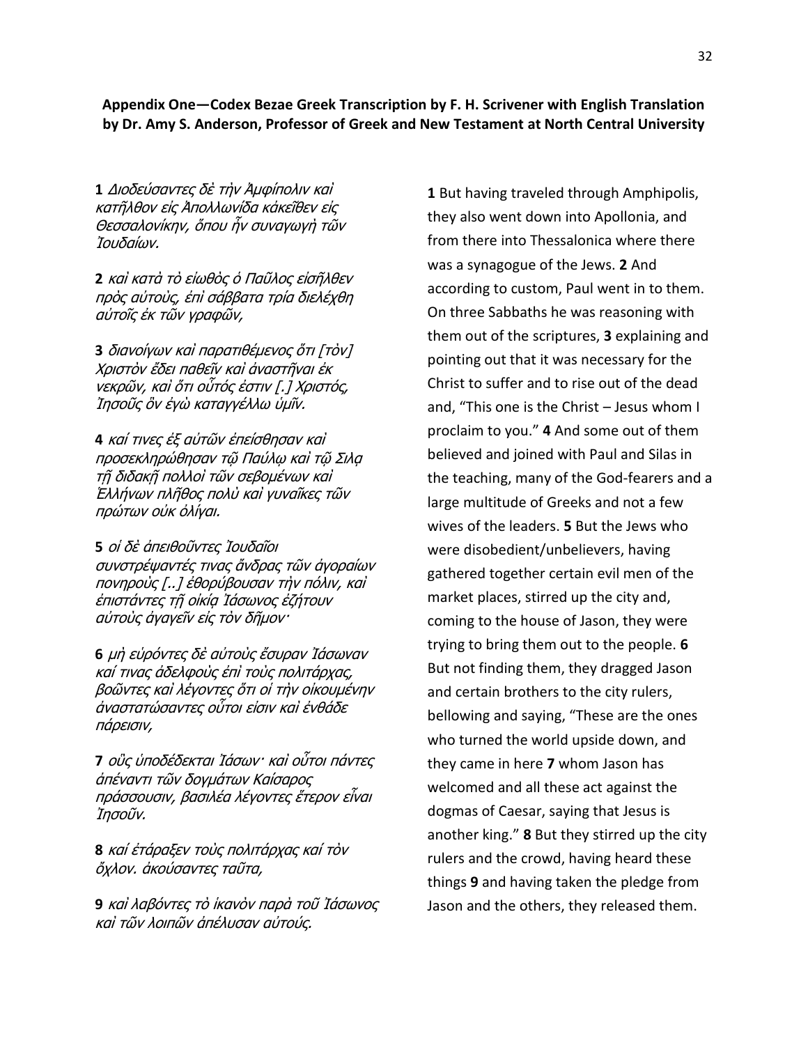**Appendix One—Codex Bezae Greek Transcription by F. H. Scrivener with English Translation by Dr. Amy S. Anderson, Professor of Greek and New Testament at North Central University**

**1** *Διοδεύσαντες δὲ τὴν Ἀμφίπολιν καὶ κατῆλθον εἰς Ἀπολλωνίδα κἀκεῖθεν εἰς Θεσσαλονίκην, ὅπου ἦν συναγωγὴ τῶν Ἰουδαίων.*

**2** *καὶ κατὰ τὸ εἰωθὸς ὁ Παῦλος εἰσῆλθεν πρὸς αὐτοὺς, ἐπὶ σάββατα τρία διελέχθη αὐτοῖς ἐκ τῶν γραφῶν,*

**3** *διανοίγων καὶ παρατιθέμενος ὅτι [τὸν] Χριστὸν ἔδει παθεῖν καὶ ἀναστῆναι ἐκ νεκρῶν, καὶ ὅτι οὗτός ἐστιν [.] Χριστός, Ἰησοῦς ὃν ἐγὼ καταγγέλλω ὑμῖν.*

**4** *καί τινες ἐξ αὐτῶν ἐπείσθησαν καὶ προσεκληρώθησαν τῷ Παύλῳ καὶ τῷ Σιλᾳ τῇ διδακῇ πολλοὶ τῶν σεβομένων καὶ Ἑλλήνων πλῆθος πολὺ καὶ γυναῖκες τῶν πρώτων οὐκ ὀλίγαι.*

**5** *οἱ δὲ ἀπειθοῦντες Ἰουδαῖοι συνστρέψαντές τινας ἄνδρας τῶν ἀγοραίων πονηροὺς [..] ἐθορύβουσαν τὴν πόλιν, καὶ ἐπιστάντες τῇ οἰκίᾳ Ἰάσωνος ἐζήτουν αὐτοὺς ἀγαγεῖν εἰς τὸν δῆμον·*

**6** *μὴ εὑρόντες δὲ αὐτοὺς ἔσυραν Ἰάσωναν καί τινας ἀδελφοὺς ἐπὶ τοὺς πολιτάρχας, βοῶντες καὶ λέγοντες ὅτι οἱ τὴν οἰκουμένην ἀναστατώσαντες οὗτοι εἰσιν καὶ ἐνθάδε πάρεισιν,*

**7** *οὓς ὑποδέδεκται Ἰάσων· καὶ οὗτοι πάντες ἀπέναντι τῶν δογμάτων Καίσαρος πράσσουσιν, βασιλέα λέγοντες ἕτερον εἶναι Ἰησοῦν.*

**8** *καί ἐτάραξεν τοὺς πολιτάρχας καί τὸν ὄχλον. ἀκούσαντες ταῦτα,*

**9** *καὶ λαβόντες τὸ ἱκανὸν παρὰ τοῦ Ἰάσωνος καὶ τῶν λοιπῶν ἀπέλυσαν αὐτούς.*

**1** But having traveled through Amphipolis, they also went down into Apollonia, and from there into Thessalonica where there was a synagogue of the Jews. **2** And according to custom, Paul went in to them. On three Sabbaths he was reasoning with them out of the scriptures, **3** explaining and pointing out that it was necessary for the Christ to suffer and to rise out of the dead and, "This one is the Christ – Jesus whom I proclaim to you." **4** And some out of them believed and joined with Paul and Silas in the teaching, many of the God-fearers and a large multitude of Greeks and not a few wives of the leaders. **5** But the Jews who were disobedient/unbelievers, having gathered together certain evil men of the market places, stirred up the city and, coming to the house of Jason, they were trying to bring them out to the people. **6** But not finding them, they dragged Jason and certain brothers to the city rulers, bellowing and saying, "These are the ones who turned the world upside down, and they came in here **7** whom Jason has welcomed and all these act against the dogmas of Caesar, saying that Jesus is another king." **8** But they stirred up the city rulers and the crowd, having heard these things **9** and having taken the pledge from Jason and the others, they released them.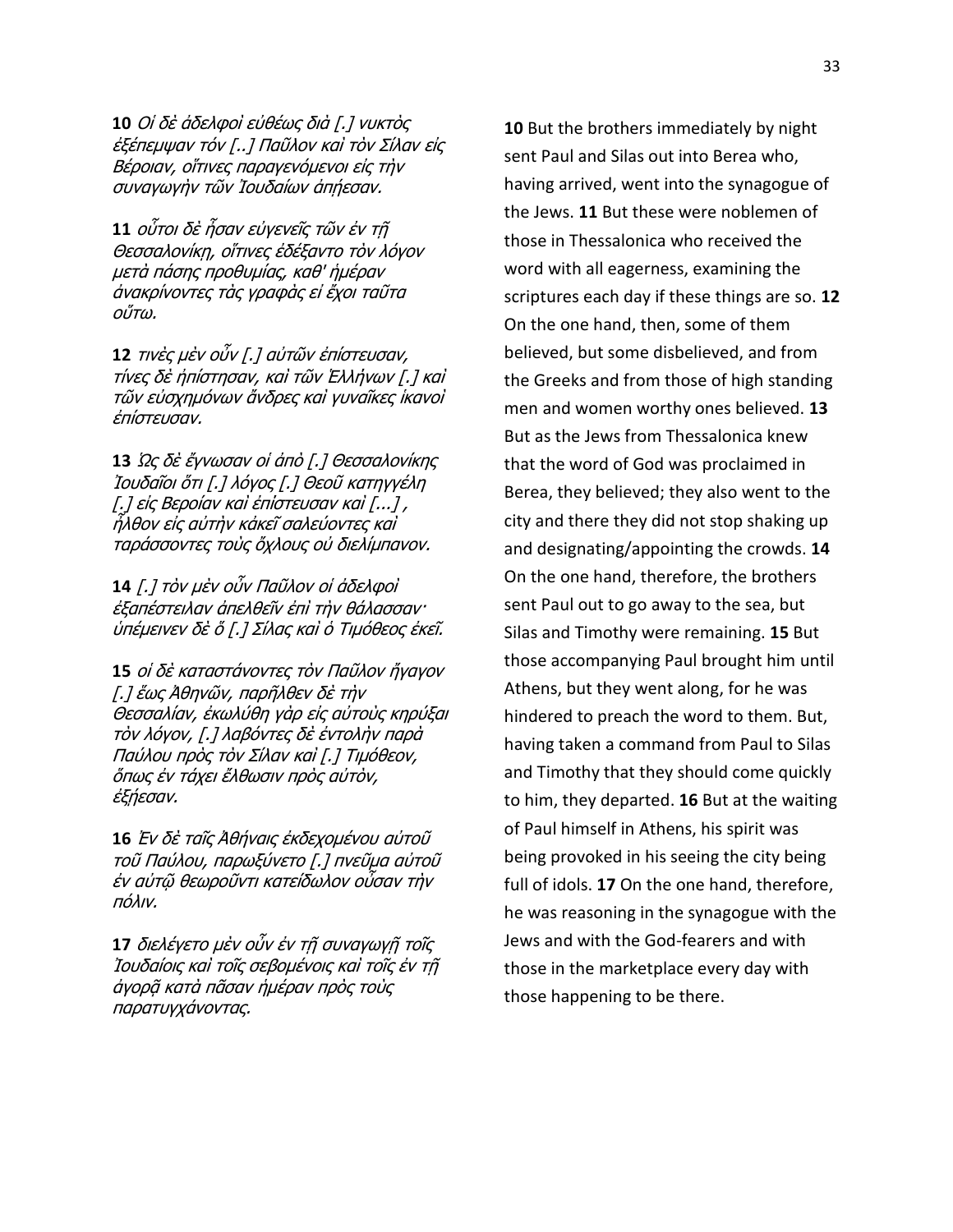**10** *Οἱ δὲ ἀδελφοὶ εὐθέως διὰ [.] νυκτὸς ἐξέπεμψαν τόν [..] Παῦλον καὶ τὸν Σίλαν εἰς Βέροιαν, οἵτινες παραγενόμενοι εἰς τὴν συναγωγὴν τῶν Ἰουδαίων ἀπῄεσαν.*

**11** *οὗτοι δὲ ἦσαν εὐγενεῖς τῶν ἐν τῇ Θεσσαλονίκῃ, οἵτινες ἐδέξαντο τὸν λόγον μετὰ πάσης προθυμίας, καθ' ἡμέραν ἀνακρίνοντες τὰς γραφὰς εἰ ἔχοι ταῦτα οὕτω.*

**12** *τινὲς μὲν οὖν [.] αὐτῶν ἐπίστευσαν, τίνες δὲ ἠπίστησαν, καὶ τῶν Ἑλλήνων [.] καὶ τῶν εὐσχημόνων ἄνδρες καὶ γυναῖκες ἱκανοὶ ἐπίστευσαν.*

**13** *Ὡς δὲ ἔγνωσαν οἱ ἀπὸ [.] Θεσσαλονίκης Ἰουδαῖοι ὅτι [.] λόγος [.] Θεοῦ κατηγγέλη [.] εἰς Βεροίαν καὶ ἐπίστευσαν καὶ [...] , ἦλθον εἰς αὐτὴν κἀκεῖ σαλεύοντες καὶ ταράσσοντες τοὺς ὄχλους οὐ διελίμπανον.*

**14** *[.] τὸν μὲν οὖν Παῦλον οἱ ἀδελφοὶ ἐξαπέστειλαν ἀπελθεῖν ἐπὶ τὴν θάλασσαν· ὑπέμεινεν δὲ ὅ [.] Σίλας καὶ ὁ Τιμόθεος ἐκεῖ.*

**15** *οἱ δὲ καταστάνοντες τὸν Παῦλον ἤγαγον [.] ἕως Ἀθηνῶν, παρῆλθεν δὲ τὴν Θεσσαλίαν, ἐκωλύθη γὰρ εἰς αὐτοὺς κηρύξαι τὸν λόγον, [.] λαβόντες δὲ ἐντολὴν παρὰ Παύλου πρὸς τὸν Σίλαν καὶ [.] Τιμόθεον, ὅπως ἐν τάχει ἔλθωσιν πρὸς αὐτὸν, ἐξῄεσαν.*

**16** *Ἐν δὲ ταῖς Ἀθήναις ἐκδεχομένου αὐτοῦ τοῦ Παύλου, παρωξύνετο [.] πνεῦμα αὐτοῦ ἐν αὐτῷ θεωροῦντι κατείδωλον οὖσαν τὴν πόλιν.*

**17** *διελέγετο μὲν οὖν ἐν τῇ συναγωγῇ τοῖς Ἰουδαίοις καὶ τοῖς σεβομένοις καὶ τοῖς ἐν τῇ ἀγορᾷ κατὰ πᾶσαν ἡμέραν πρὸς τοὺς παρατυγχάνοντας.*

**10** But the brothers immediately by night sent Paul and Silas out into Berea who, having arrived, went into the synagogue of the Jews. **11** But these were noblemen of those in Thessalonica who received the word with all eagerness, examining the scriptures each day if these things are so. **12** On the one hand, then, some of them believed, but some disbelieved, and from the Greeks and from those of high standing men and women worthy ones believed. **13** But as the Jews from Thessalonica knew that the word of God was proclaimed in Berea, they believed; they also went to the city and there they did not stop shaking up and designating/appointing the crowds. **14** On the one hand, therefore, the brothers sent Paul out to go away to the sea, but Silas and Timothy were remaining. **15** But those accompanying Paul brought him until Athens, but they went along, for he was hindered to preach the word to them. But, having taken a command from Paul to Silas and Timothy that they should come quickly to him, they departed. **16** But at the waiting of Paul himself in Athens, his spirit was being provoked in his seeing the city being full of idols. **17** On the one hand, therefore, he was reasoning in the synagogue with the Jews and with the God-fearers and with those in the marketplace every day with those happening to be there.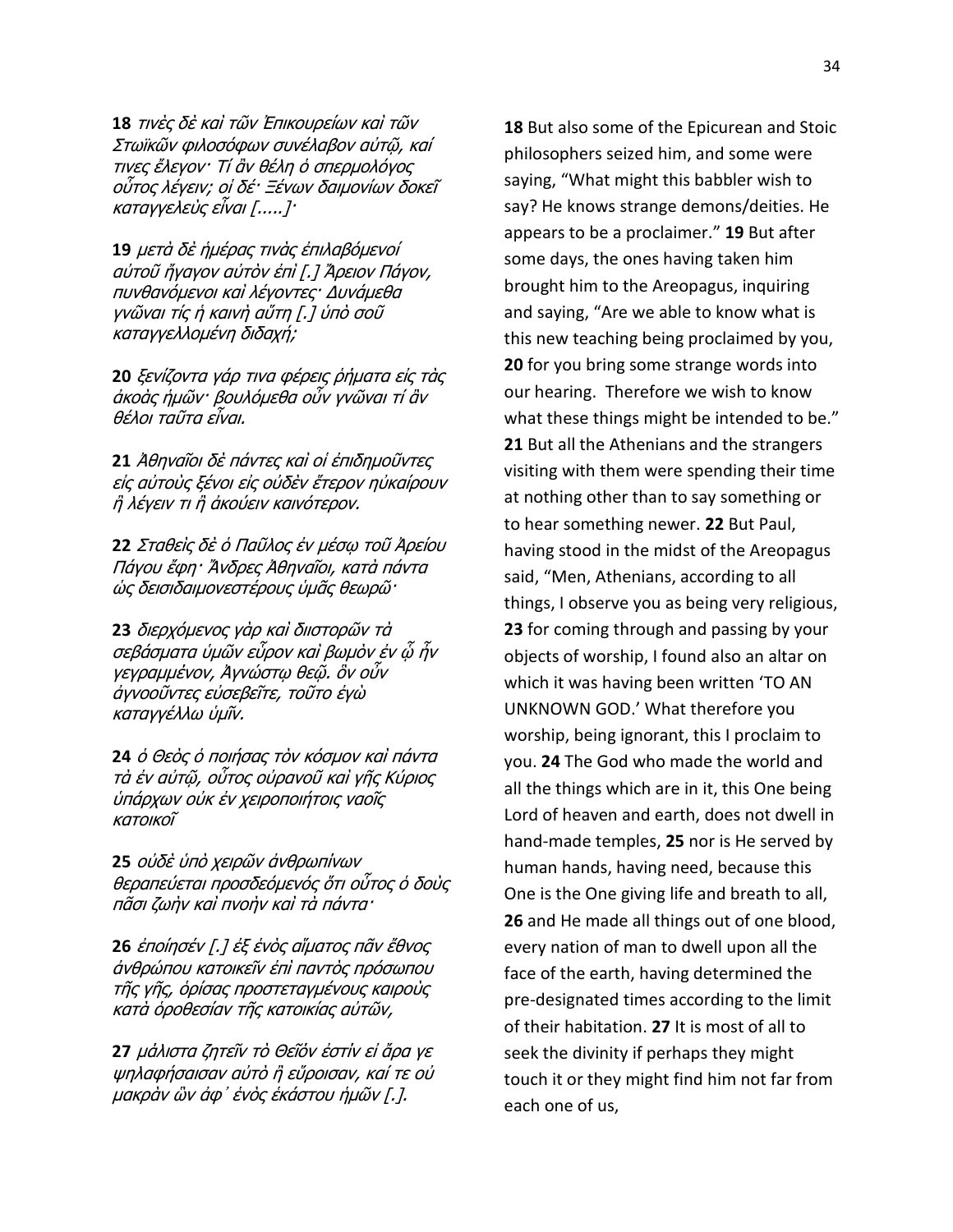**18** *τινὲς δὲ καὶ τῶν Ἐπικουρείων καὶ τῶν Στωϊκῶν φιλοσόφων συνέλαβον αὐτῷ, καί τινες ἔλεγον· Τί ἂν θέλη ὁ σπερμολόγος οὗτος λέγειν; οἱ δέ· Ξένων δαιμονίων δοκεῖ καταγγελεὺς εἶναι [.....]·*

**19** *μετὰ δὲ ἡμέρας τινὰς ἐπιλαβόμενοί αὐτοῦ ἤγαγον αὐτὸν ἐπὶ [.] Ἄρειον Πάγον, πυνθανόμενοι καὶ λέγοντες· Δυνάμεθα γνῶναι τίς ἡ καινὴ αὕτη [.] ὑπὸ σοῦ καταγγελλομένη διδαχή;*

**20** *ξενίζοντα γάρ τινα φέρεις ῥήματα εἰς τὰς ἀκοὰς ἡμῶν· βουλόμεθα οὖν γνῶναι τί ἂν θέλοι ταῦτα εἶναι.*

**21** *Ἀθηναῖοι δὲ πάντες καὶ οἱ ἐπιδημοῦντες εἰς αὐτοὺς ξένοι εἰς οὐδὲν ἕτερον ηὐκαίρουν ἢ λέγειν τι ἢ ἀκούειν καινότερον.*

**22** *Σταθεὶς δὲ ὁ Παῦλος ἐν μέσῳ τοῦ Ἀρείου Πάγου ἔφη· Ἄνδρες Ἀθηναῖοι, κατὰ πάντα ὡς δεισιδαιμονεστέρους ὑμᾶς θεωρῶ·*

**23** *διερχόμενος γὰρ καὶ διιστορῶν τὰ σεβάσματα ὑμῶν εὗρον καὶ βωμὸν ἐν ᾧ ἦν γεγραμμένον, Ἀγνώστῳ θεῷ. ὃν οὖν ἀγνοοῦντες εὐσεβεῖτε, τοῦτο ἐγὼ καταγγέλλω ὑμῖν.*

**24** *ὁ Θεὸς ὁ ποιήσας τὸν κόσμον καὶ πάντα τὰ ἐν αὐτῷ, οὗτος οὐρανοῦ καὶ γῆς Κύριος ὑπάρχων οὐκ ἐν χειροποιήτοις ναοῖς κατοικοῖ*

**25** *οὐδὲ ὑπὸ χειρῶν ἀνθρωπίνων θεραπεύεται προσδεόμενός ὅτι οὗτος ὁ δοὺς πᾶσι ζωὴν καὶ πνοὴν καὶ τὰ πάντα·*

**26** *ἐποίησέν [.] ἐξ ἑνὸς αἵματος πᾶν ἔθνος ἀνθρώπου κατοικεῖν ἐπὶ παντὸς πρόσωπου τῆς γῆς, ὁρίσας προστεταγμένους καιροὺς κατὰ ὁροθεσίαν τῆς κατοικίας αὐτῶν,*

**27** *μάλιστα ζητεῖν τὸ Θεῖόν ἐστίν εἰ ἄρα γε ψηλαφήσαισαν αὐτὸ ἢ εὕροισαν, καί τε οὐ μακρὰν ὢν ἀφ᾿ ἑνὸς ἑκάστου ἡμῶν [.].*

**18** But also some of the Epicurean and Stoic philosophers seized him, and some were saying, "What might this babbler wish to say? He knows strange demons/deities. He appears to be a proclaimer." **19** But after some days, the ones having taken him brought him to the Areopagus, inquiring and saying, "Are we able to know what is this new teaching being proclaimed by you, **20** for you bring some strange words into our hearing. Therefore we wish to know what these things might be intended to be." **21** But all the Athenians and the strangers visiting with them were spending their time at nothing other than to say something or to hear something newer. **22** But Paul, having stood in the midst of the Areopagus said, "Men, Athenians, according to all things, I observe you as being very religious, **23** for coming through and passing by your objects of worship, I found also an altar on which it was having been written 'TO AN UNKNOWN GOD.' What therefore you worship, being ignorant, this I proclaim to you. **24** The God who made the world and all the things which are in it, this One being Lord of heaven and earth, does not dwell in hand-made temples, **25** nor is He served by human hands, having need, because this One is the One giving life and breath to all, **26** and He made all things out of one blood, every nation of man to dwell upon all the face of the earth, having determined the pre-designated times according to the limit of their habitation. **27** It is most of all to seek the divinity if perhaps they might touch it or they might find him not far from each one of us,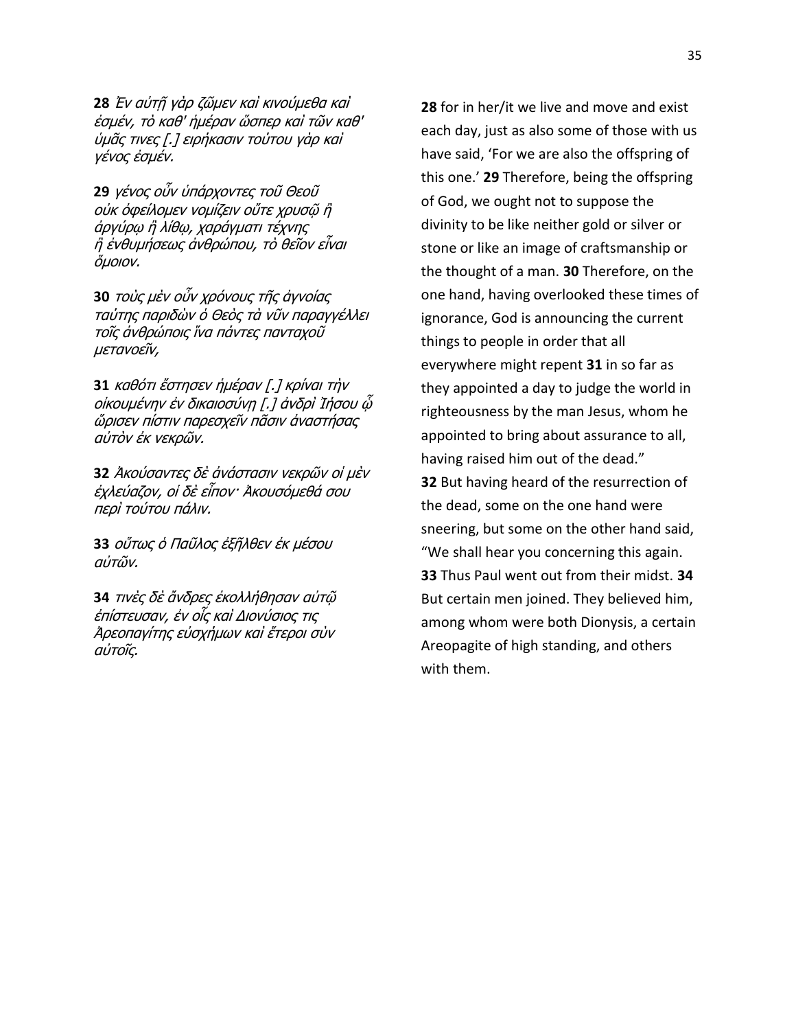**28** *Ἐν αὐτῇ γὰρ ζῶμεν καὶ κινούμεθα καὶ ἐσμέν, τὸ καθ' ἡμέραν ὥσπερ καὶ τῶν καθ' ὑμᾶς τινες [.] ειρήκασιν τούτου γὰρ καὶ γένος ἐσμέν.*

**29** *γένος οὖν ὑπάρχοντες τοῦ Θεοῦ οὐκ ὀφείλομεν νομίζειν οὔτε χρυσῷ ἢ ἀργύρῳ ἢ λίθῳ, χαράγματι τέχνης ἢ ἐνθυμήσεως ἀνθρώπου, τὸ θεῖον εἶναι ὅμοιον.*

**30** *τοὺς μὲν οὖν χρόνους τῆς ἀγνοίας ταύτης παριδὼν ὁ Θεὸς τὰ νῦν παραγγέλλει τοῖς ἀνθρώποις ἵνα πάντες πανταχοῦ μετανοεῖν,*

**31** *καθότι ἔστησεν ἡμέραν [.] κρίναι τὴν οἰκουμένην ἐν δικαιοσύνῃ [.] ἀνδρὶ Ἰήσου ᾧ ὥρισεν πίστιν παρεσχεῖν πᾶσιν ἀναστήσας αὐτὸν ἐκ νεκρῶν.*

**32** *Ἀκούσαντες δὲ ἀνάστασιν νεκρῶν οἱ μὲν ἐχλεύαζον, οἱ δὲ εἶπον· Ἀκουσόμεθά σου περὶ τούτου πάλιν.*

**33** *οὕτως ὁ Παῦλος ἐξῆλθεν ἐκ μέσου αὐτῶν.*

**34** *τινὲς δὲ ἄνδρες ἐκολλήθησαν αὐτῷ ἐπίστευσαν, ἐν οἷς καὶ Διονύσιος τις Ἀρεοπαγίτης εὐσχήμων καὶ ἕτεροι σὺν αὐτοῖς.*

**28** for in her/it we live and move and exist each day, just as also some of those with us have said, 'For we are also the offspring of this one.' **29** Therefore, being the offspring of God, we ought not to suppose the divinity to be like neither gold or silver or stone or like an image of craftsmanship or the thought of a man. **30** Therefore, on the one hand, having overlooked these times of ignorance, God is announcing the current things to people in order that all everywhere might repent **31** in so far as they appointed a day to judge the world in righteousness by the man Jesus, whom he appointed to bring about assurance to all, having raised him out of the dead."
**32** But having heard of the resurrection of the dead, some on the one hand were sneering, but some on the other hand said, "We shall hear you concerning this again.
**33** Thus Paul went out from their midst. **34** But certain men joined. They believed him, among whom were both Dionysis, a certain Areopagite of high standing, and others with them.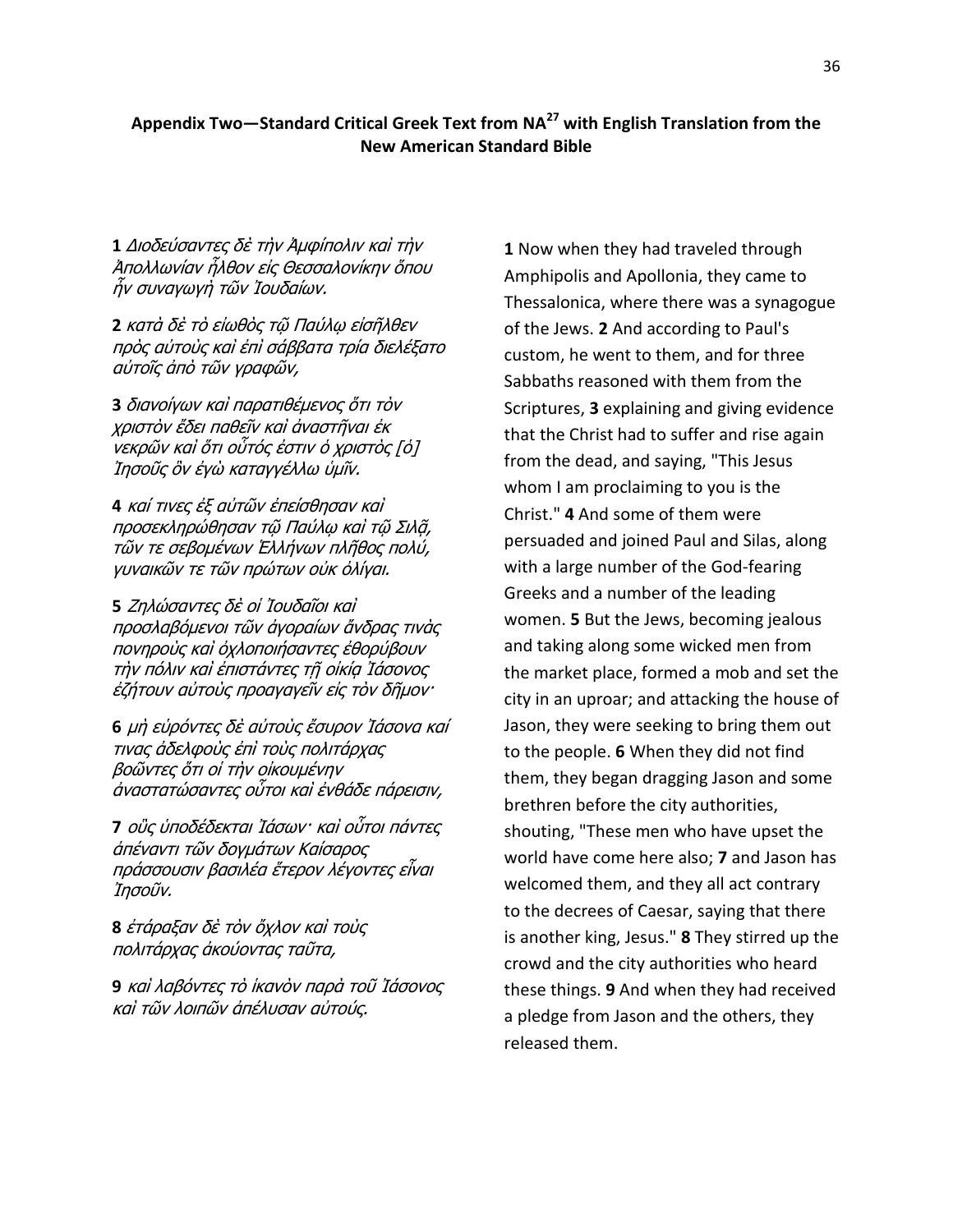**Appendix Two—Standard Critical Greek Text from NA[27] with English Translation from the New American Standard Bible**

**1** *Διοδεύσαντες δὲ τὴν Ἀμφίπολιν καὶ τὴν Ἀπολλωνίαν ἦλθον εἰς Θεσσαλονίκην ὅπου ἦν συναγωγὴ τῶν Ἰουδαίων.*

**2** *κατὰ δὲ τὸ εἰωθὸς τῷ Παύλῳ εἰσῆλθεν πρὸς αὐτοὺς καὶ ἐπὶ σάββατα τρία διελέξατο αὐτοῖς ἀπὸ τῶν γραφῶν,*

**3** *διανοίγων καὶ παρατιθέμενος ὅτι τὸν χριστὸν ἔδει παθεῖν καὶ ἀναστῆναι ἐκ νεκρῶν καὶ ὅτι οὗτός ἐστιν ὁ χριστὸς [ὁ] Ἰησοῦς ὃν ἐγὼ καταγγέλλω ὑμῖν.*

**4** *καί τινες ἐξ αὐτῶν ἐπείσθησαν καὶ προσεκληρώθησαν τῷ Παύλῳ καὶ τῷ Σιλᾷ, τῶν τε σεβομένων Ἑλλήνων πλῆθος πολύ, γυναικῶν τε τῶν πρώτων οὐκ ὀλίγαι.*

**5** *Ζηλώσαντες δὲ οἱ Ἰουδαῖοι καὶ προσλαβόμενοι τῶν ἀγοραίων ἄνδρας τινὰς πονηροὺς καὶ ὀχλοποιήσαντες ἐθορύβουν τὴν πόλιν καὶ ἐπιστάντες τῇ οἰκίᾳ Ἰάσονος ἐζήτουν αὐτοὺς προαγαγεῖν εἰς τὸν δῆμον·*

**6** *μὴ εὑρόντες δὲ αὐτοὺς ἔσυρον Ἰάσονα καί τινας ἀδελφοὺς ἐπὶ τοὺς πολιτάρχας βοῶντες ὅτι οἱ τὴν οἰκουμένην ἀναστατώσαντες οὗτοι καὶ ἐνθάδε πάρεισιν,*

**7** *οὓς ὑποδέδεκται Ἰάσων· καὶ οὗτοι πάντες ἀπέναντι τῶν δογμάτων Καίσαρος πράσσουσιν βασιλέα ἕτερον λέγοντες εἶναι Ἰησοῦν.*

**8** *ἐτάραξαν δὲ τὸν ὄχλον καὶ τοὺς πολιτάρχας ἀκούοντας ταῦτα,*

**9** *καὶ λαβόντες τὸ ἱκανὸν παρὰ τοῦ Ἰάσονος καὶ τῶν λοιπῶν ἀπέλυσαν αὐτούς.*

**1** Now when they had traveled through Amphipolis and Apollonia, they came to Thessalonica, where there was a synagogue of the Jews. **2** And according to Paul's custom, he went to them, and for three Sabbaths reasoned with them from the Scriptures, **3** explaining and giving evidence that the Christ had to suffer and rise again from the dead, and saying, "This Jesus whom I am proclaiming to you is the Christ." **4** And some of them were persuaded and joined Paul and Silas, along with a large number of the God-fearing Greeks and a number of the leading women. **5** But the Jews, becoming jealous and taking along some wicked men from the market place, formed a mob and set the city in an uproar; and attacking the house of Jason, they were seeking to bring them out to the people. **6** When they did not find them, they began dragging Jason and some brethren before the city authorities, shouting, "These men who have upset the world have come here also; **7** and Jason has welcomed them, and they all act contrary to the decrees of Caesar, saying that there is another king, Jesus." **8** They stirred up the crowd and the city authorities who heard these things. **9** And when they had received a pledge from Jason and the others, they released them.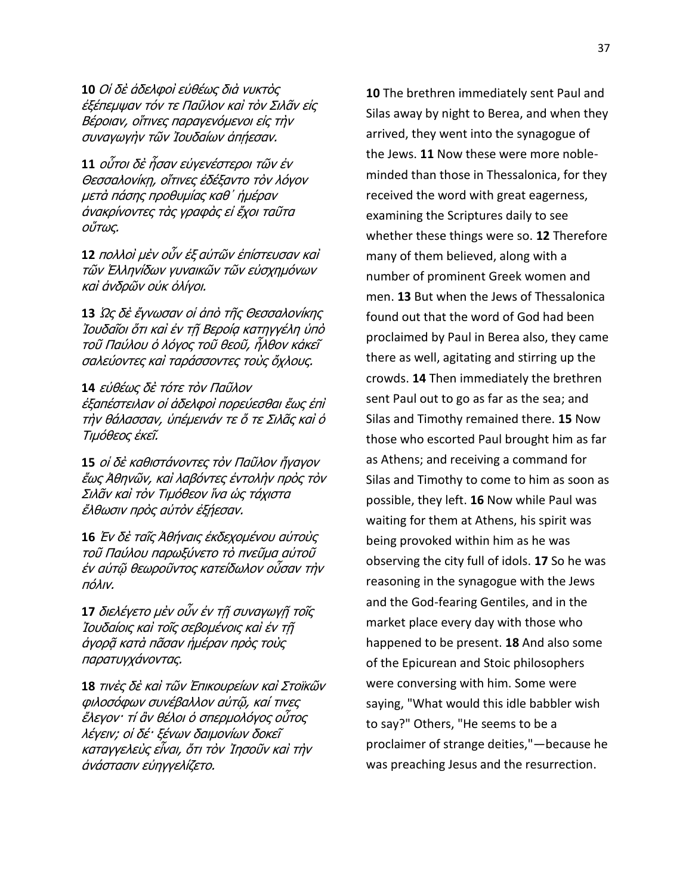**10** *Οἱ δὲ ἀδελφοὶ εὐθέως διὰ νυκτὸς ἐξέπεμψαν τόν τε Παῦλον καὶ τὸν Σιλᾶν εἰς Βέροιαν, οἵτινες παραγενόμενοι εἰς τὴν συναγωγὴν τῶν Ἰουδαίων ἀπῄεσαν.*

**11** *οὗτοι δὲ ἦσαν εὐγενέστεροι τῶν ἐν Θεσσαλονίκῃ, οἵτινες ἐδέξαντο τὸν λόγον μετὰ πάσης προθυμίας καθ᾽ ἡμέραν ἀνακρίνοντες τὰς γραφὰς εἰ ἔχοι ταῦτα οὕτως.*

**12** *πολλοὶ μὲν οὖν ἐξ αὐτῶν ἐπίστευσαν καὶ τῶν Ἑλληνίδων γυναικῶν τῶν εὐσχημόνων καὶ ἀνδρῶν οὐκ ὀλίγοι.*

**13** *Ὡς δὲ ἔγνωσαν οἱ ἀπὸ τῆς Θεσσαλονίκης Ἰουδαῖοι ὅτι καὶ ἐν τῇ Βεροίᾳ κατηγγέλη ὑπὸ τοῦ Παύλου ὁ λόγος τοῦ θεοῦ, ἦλθον κἀκεῖ σαλεύοντες καὶ ταράσσοντες τοὺς ὄχλους.*

**14** *εὐθέως δὲ τότε τὸν Παῦλον ἐξαπέστειλαν οἱ ἀδελφοὶ πορεύεσθαι ἕως ἐπὶ τὴν θάλασσαν, ὑπέμεινάν τε ὅ τε Σιλᾶς καὶ ὁ Τιμόθεος ἐκεῖ.*

**15** *οἱ δὲ καθιστάνοντες τὸν Παῦλον ἤγαγον ἕως Ἀθηνῶν, καὶ λαβόντες ἐντολὴν πρὸς τὸν Σιλᾶν καὶ τὸν Τιμόθεον ἵνα ὡς τάχιστα ἔλθωσιν πρὸς αὐτὸν ἐξῄεσαν.*

**16** *Ἐν δὲ ταῖς Ἀθήναις ἐκδεχομένου αὐτοὺς τοῦ Παύλου παρωξύνετο τὸ πνεῦμα αὐτοῦ ἐν αὐτῷ θεωροῦντος κατείδωλον οὖσαν τὴν πόλιν.*

**17** *διελέγετο μὲν οὖν ἐν τῇ συναγωγῇ τοῖς Ἰουδαίοις καὶ τοῖς σεβομένοις καὶ ἐν τῇ ἀγορᾷ κατὰ πᾶσαν ἡμέραν πρὸς τοὺς παρατυγχάνοντας.*

**18** *τινὲς δὲ καὶ τῶν Ἐπικουρείων καὶ Στοϊκῶν φιλοσόφων συνέβαλλον αὐτῷ, καί τινες ἔλεγον· τί ἂν θέλοι ὁ σπερμολόγος οὗτος λέγειν; οἱ δέ· ξένων δαιμονίων δοκεῖ καταγγελεὺς εἶναι, ὅτι τὸν Ἰησοῦν καὶ τὴν ἀνάστασιν εὐηγγελίζετο.*

**10** The brethren immediately sent Paul and Silas away by night to Berea, and when they arrived, they went into the synagogue of the Jews. **11** Now these were more noble-minded than those in Thessalonica, for they received the word with great eagerness, examining the Scriptures daily to see whether these things were so. **12** Therefore many of them believed, along with a number of prominent Greek women and men. **13** But when the Jews of Thessalonica found out that the word of God had been proclaimed by Paul in Berea also, they came there as well, agitating and stirring up the crowds. **14** Then immediately the brethren sent Paul out to go as far as the sea; and Silas and Timothy remained there. **15** Now those who escorted Paul brought him as far as Athens; and receiving a command for Silas and Timothy to come to him as soon as possible, they left. **16** Now while Paul was waiting for them at Athens, his spirit was being provoked within him as he was observing the city full of idols. **17** So he was reasoning in the synagogue with the Jews and the God-fearing Gentiles, and in the market place every day with those who happened to be present. **18** And also some of the Epicurean and Stoic philosophers were conversing with him. Some were saying, "What would this idle babbler wish to say?" Others, "He seems to be a proclaimer of strange deities,"—because he was preaching Jesus and the resurrection.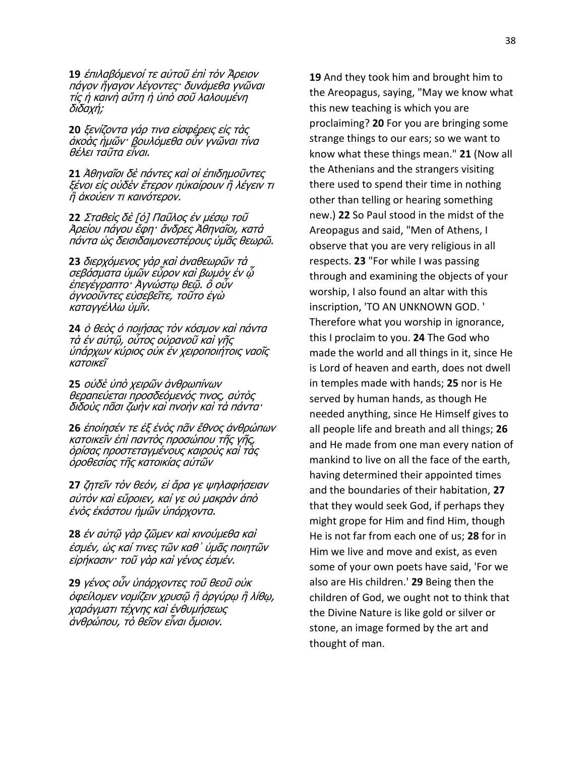**19** *ἐπιλαβόμενοί τε αὐτοῦ ἐπὶ τὸν Ἄρειον πάγον ἤγαγον λέγοντες· δυνάμεθα γνῶναι τίς ἡ καινὴ αὕτη ἡ ὑπὸ σοῦ λαλουμένη διδαχή;*

**20** *ξενίζοντα γάρ τινα εἰσφέρεις εἰς τὰς ἀκοὰς ἡμῶν· βουλόμεθα οὖν γνῶναι τίνα θέλει ταῦτα εἶναι.*

**21** *Ἀθηναῖοι δὲ πάντες καὶ οἱ ἐπιδημοῦντες ξένοι εἰς οὐδὲν ἕτερον ηὐκαίρουν ἢ λέγειν τι ἢ ἀκούειν τι καινότερον.*

**22** *Σταθεὶς δὲ [ὁ] Παῦλος ἐν μέσῳ τοῦ Ἀρείου πάγου ἔφη· ἄνδρες Ἀθηναῖοι, κατὰ πάντα ὡς δεισιδαιμονεστέρους ὑμᾶς θεωρῶ.*

**23** *διερχόμενος γὰρ καὶ ἀναθεωρῶν τὰ σεβάσματα ὑμῶν εὗρον καὶ βωμὸν ἐν ᾧ ἐπεγέγραπτο· Ἀγνώστῳ θεῷ. ὃ οὖν ἀγνοοῦντες εὐσεβεῖτε, τοῦτο ἐγὼ καταγγέλλω ὑμῖν.*

**24** *ὁ θεὸς ὁ ποιήσας τὸν κόσμον καὶ πάντα τὰ ἐν αὐτῷ, οὗτος οὐρανοῦ καὶ γῆς ὑπάρχων κύριος οὐκ ἐν χειροποιήτοις ναοῖς κατοικεῖ*

**25** *οὐδὲ ὑπὸ χειρῶν ἀνθρωπίνων θεραπεύεται προσδεόμενός τινος, αὐτὸς διδοὺς πᾶσι ζωὴν καὶ πνοὴν καὶ τὰ πάντα·*

**26** *ἐποίησέν τε ἐξ ἑνὸς πᾶν ἔθνος ἀνθρώπων κατοικεῖν ἐπὶ παντὸς προσώπου τῆς γῆς, ὁρίσας προστεταγμένους καιροὺς καὶ τὰς ὁροθεσίας τῆς κατοικίας αὐτῶν*

**27** *ζητεῖν τὸν θεόν, εἰ ἄρα γε ψηλαφήσειαν αὐτὸν καὶ εὕροιεν, καί γε οὐ μακρὰν ἀπὸ ἑνὸς ἑκάστου ἡμῶν ὑπάρχοντα.*

**28** *ἐν αὐτῷ γὰρ ζῶμεν καὶ κινούμεθα καὶ ἐσμέν, ὡς καί τινες τῶν καθ᾽ ὑμᾶς ποιητῶν εἰρήκασιν· τοῦ γὰρ καὶ γένος ἐσμέν.*

**29** *γένος οὖν ὑπάρχοντες τοῦ θεοῦ οὐκ ὀφείλομεν νομίζειν χρυσῷ ἢ ἀργύρῳ ἢ λίθῳ, χαράγματι τέχνης καὶ ἐνθυμήσεως ἀνθρώπου, τὸ θεῖον εἶναι ὅμοιον.*

**19** And they took him and brought him to the Areopagus, saying, "May we know what this new teaching is which you are proclaiming? **20** For you are bringing some strange things to our ears; so we want to know what these things mean." **21** (Now all the Athenians and the strangers visiting there used to spend their time in nothing other than telling or hearing something new.) **22** So Paul stood in the midst of the Areopagus and said, "Men of Athens, I observe that you are very religious in all respects. **23** "For while I was passing through and examining the objects of your worship, I also found an altar with this inscription, 'TO AN UNKNOWN GOD. ' Therefore what you worship in ignorance, this I proclaim to you. **24** The God who made the world and all things in it, since He is Lord of heaven and earth, does not dwell in temples made with hands; **25** nor is He served by human hands, as though He needed anything, since He Himself gives to all people life and breath and all things; **26** and He made from one man every nation of mankind to live on all the face of the earth, having determined their appointed times and the boundaries of their habitation, **27** that they would seek God, if perhaps they might grope for Him and find Him, though He is not far from each one of us; **28** for in Him we live and move and exist, as even some of your own poets have said, 'For we also are His children.' **29** Being then the children of God, we ought not to think that the Divine Nature is like gold or silver or stone, an image formed by the art and thought of man.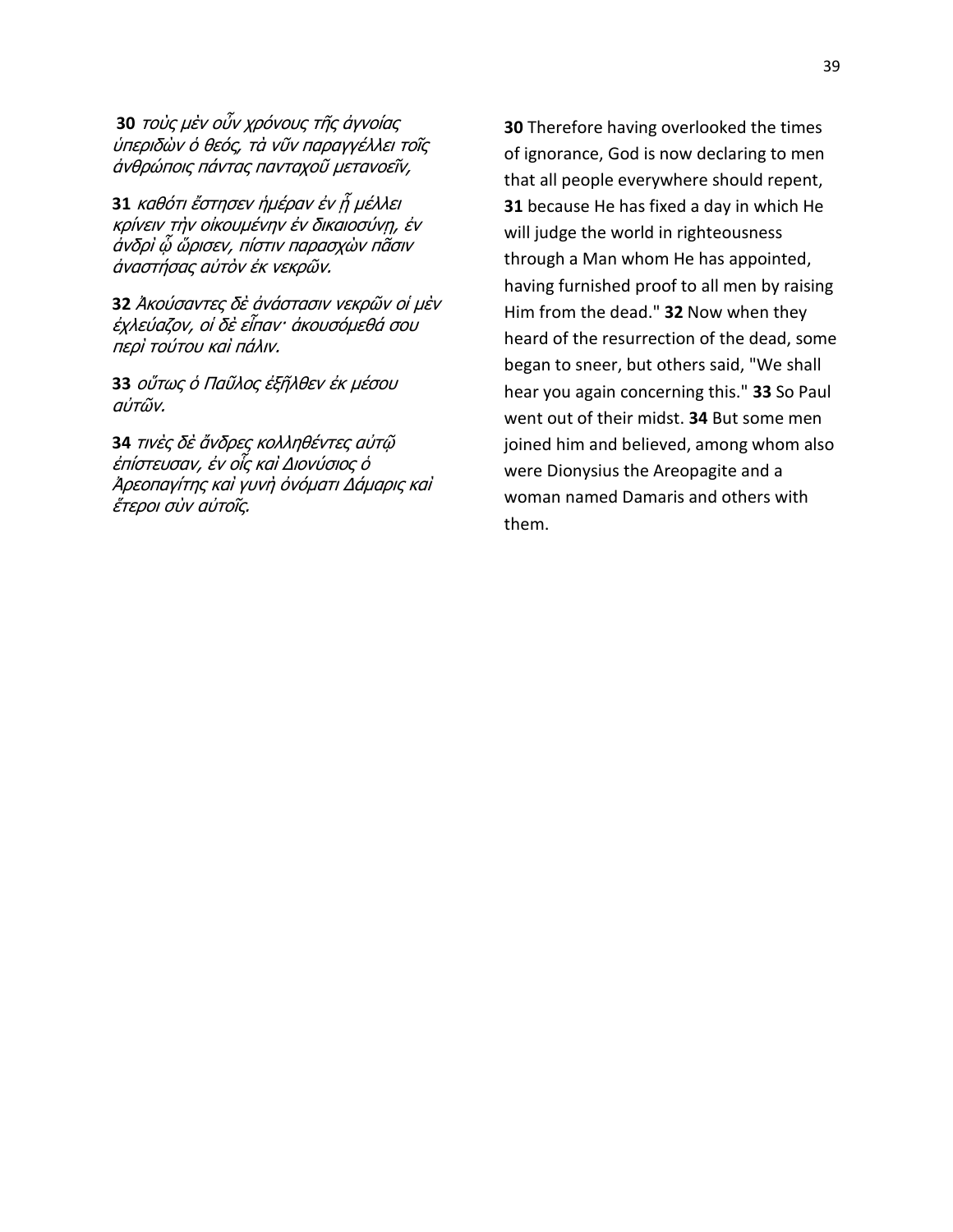**30** *τοὺς μὲν οὖν χρόνους τῆς ἀγνοίας ὑπεριδὼν ὁ θεός, τὰ νῦν παραγγέλλει τοῖς ἀνθρώποις πάντας πανταχοῦ μετανοεῖν,*

**31** *καθότι ἔστησεν ἡμέραν ἐν ᾗ μέλλει κρίνειν τὴν οἰκουμένην ἐν δικαιοσύνῃ, ἐν ἀνδρὶ ᾧ ὥρισεν, πίστιν παρασχὼν πᾶσιν ἀναστήσας αὐτὸν ἐκ νεκρῶν.*

**32** *Ἀκούσαντες δὲ ἀνάστασιν νεκρῶν οἱ μὲν ἐχλεύαζον, οἱ δὲ εἶπαν· ἀκουσόμεθά σου περὶ τούτου καὶ πάλιν.*

**33** *οὕτως ὁ Παῦλος ἐξῆλθεν ἐκ μέσου αὐτῶν.*

**34** *τινὲς δὲ ἄνδρες κολληθέντες αὐτῷ ἐπίστευσαν, ἐν οἷς καὶ Διονύσιος ὁ Ἀρεοπαγίτης καὶ γυνὴ ὀνόματι Δάμαρις καὶ ἕτεροι σὺν αὐτοῖς.*

**30** Therefore having overlooked the times of ignorance, God is now declaring to men that all people everywhere should repent, **31** because He has fixed a day in which He will judge the world in righteousness through a Man whom He has appointed, having furnished proof to all men by raising Him from the dead." **32** Now when they heard of the resurrection of the dead, some began to sneer, but others said, "We shall hear you again concerning this." **33** So Paul went out of their midst. **34** But some men joined him and believed, among whom also were Dionysius the Areopagite and a woman named Damaris and others with them.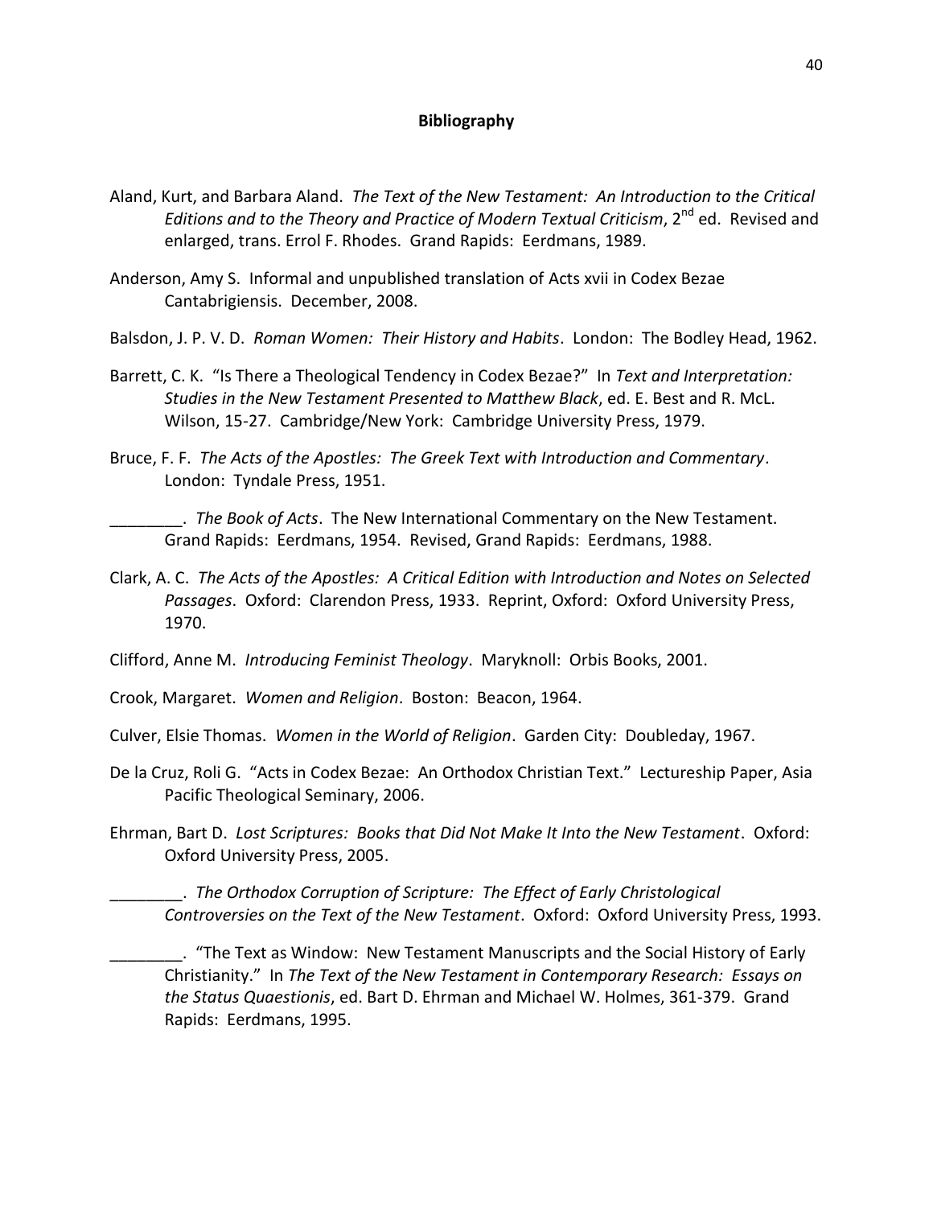**Bibliography**

Aland, Kurt, and Barbara Aland. *The Text of the New Testament: An Introduction to the Critical Editions and to the Theory and Practice of Modern Textual Criticism*, 2nd ed. Revised and enlarged, trans. Errol F. Rhodes. Grand Rapids: Eerdmans, 1989.

Anderson, Amy S. Informal and unpublished translation of Acts xvii in Codex Bezae Cantabrigiensis. December, 2008.

Balsdon, J. P. V. D. *Roman Women: Their History and Habits*. London: The Bodley Head, 1962.

Barrett, C. K. "Is There a Theological Tendency in Codex Bezae?" In *Text and Interpretation: Studies in the New Testament Presented to Matthew Black*, ed. E. Best and R. McL. Wilson, 15-27. Cambridge/New York: Cambridge University Press, 1979.

Bruce, F. F. *The Acts of the Apostles: The Greek Text with Introduction and Commentary*. London: Tyndale Press, 1951.

________. *The Book of Acts*. The New International Commentary on the New Testament. Grand Rapids: Eerdmans, 1954. Revised, Grand Rapids: Eerdmans, 1988.

Clark, A. C. *The Acts of the Apostles: A Critical Edition with Introduction and Notes on Selected Passages*. Oxford: Clarendon Press, 1933. Reprint, Oxford: Oxford University Press, 1970.

Clifford, Anne M. *Introducing Feminist Theology*. Maryknoll: Orbis Books, 2001.

Crook, Margaret. *Women and Religion*. Boston: Beacon, 1964.

Culver, Elsie Thomas. *Women in the World of Religion*. Garden City: Doubleday, 1967.

De la Cruz, Roli G. "Acts in Codex Bezae: An Orthodox Christian Text." Lectureship Paper, Asia Pacific Theological Seminary, 2006.

Ehrman, Bart D. *Lost Scriptures: Books that Did Not Make It Into the New Testament*. Oxford: Oxford University Press, 2005.

________. *The Orthodox Corruption of Scripture: The Effect of Early Christological Controversies on the Text of the New Testament*. Oxford: Oxford University Press, 1993.

________. "The Text as Window: New Testament Manuscripts and the Social History of Early Christianity." In *The Text of the New Testament in Contemporary Research: Essays on the Status Quaestionis*, ed. Bart D. Ehrman and Michael W. Holmes, 361-379. Grand Rapids: Eerdmans, 1995.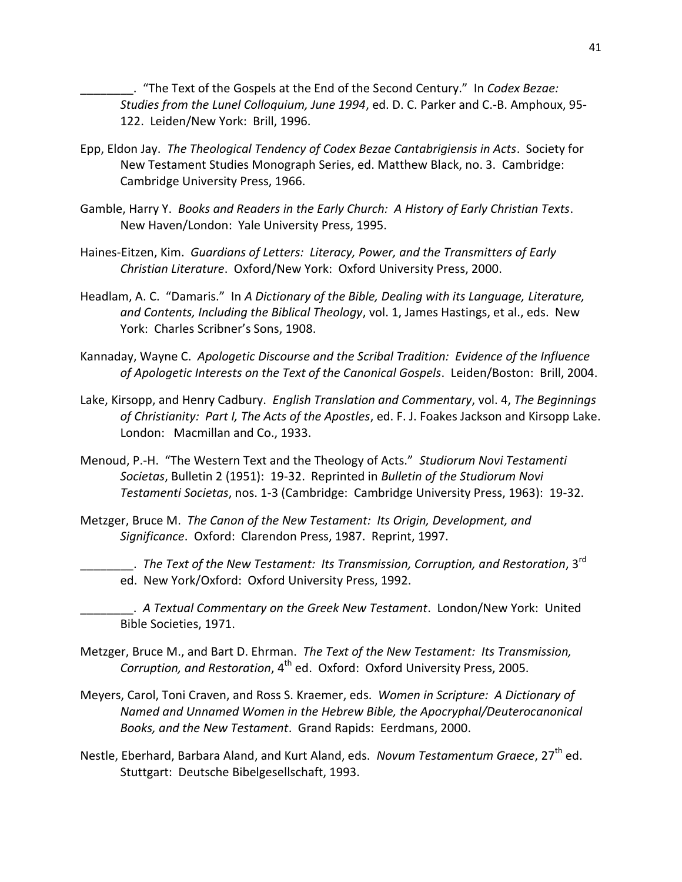________. "The Text of the Gospels at the End of the Second Century." In *Codex Bezae: Studies from the Lunel Colloquium, June 1994*, ed. D. C. Parker and C.-B. Amphoux, 95-122. Leiden/New York: Brill, 1996.

Epp, Eldon Jay. *The Theological Tendency of Codex Bezae Cantabrigiensis in Acts*. Society for New Testament Studies Monograph Series, ed. Matthew Black, no. 3. Cambridge: Cambridge University Press, 1966.

Gamble, Harry Y. *Books and Readers in the Early Church: A History of Early Christian Texts*. New Haven/London: Yale University Press, 1995.

Haines-Eitzen, Kim. *Guardians of Letters: Literacy, Power, and the Transmitters of Early Christian Literature*. Oxford/New York: Oxford University Press, 2000.

Headlam, A. C. "Damaris." In *A Dictionary of the Bible, Dealing with its Language, Literature, and Contents, Including the Biblical Theology*, vol. 1, James Hastings, et al., eds. New York: Charles Scribner's Sons, 1908.

Kannaday, Wayne C. *Apologetic Discourse and the Scribal Tradition: Evidence of the Influence of Apologetic Interests on the Text of the Canonical Gospels*. Leiden/Boston: Brill, 2004.

Lake, Kirsopp, and Henry Cadbury. *English Translation and Commentary*, vol. 4, *The Beginnings of Christianity: Part I, The Acts of the Apostles*, ed. F. J. Foakes Jackson and Kirsopp Lake. London: Macmillan and Co., 1933.

Menoud, P.-H. "The Western Text and the Theology of Acts." *Studiorum Novi Testamenti Societas*, Bulletin 2 (1951): 19-32. Reprinted in *Bulletin of the Studiorum Novi Testamenti Societas*, nos. 1-3 (Cambridge: Cambridge University Press, 1963): 19-32.

Metzger, Bruce M. *The Canon of the New Testament: Its Origin, Development, and Significance*. Oxford: Clarendon Press, 1987. Reprint, 1997.

________. *The Text of the New Testament: Its Transmission, Corruption, and Restoration*, 3rd ed. New York/Oxford: Oxford University Press, 1992.

________. *A Textual Commentary on the Greek New Testament*. London/New York: United Bible Societies, 1971.

Metzger, Bruce M., and Bart D. Ehrman. *The Text of the New Testament: Its Transmission, Corruption, and Restoration*, 4th ed. Oxford: Oxford University Press, 2005.

Meyers, Carol, Toni Craven, and Ross S. Kraemer, eds. *Women in Scripture: A Dictionary of Named and Unnamed Women in the Hebrew Bible, the Apocryphal/Deuterocanonical Books, and the New Testament*. Grand Rapids: Eerdmans, 2000.

Nestle, Eberhard, Barbara Aland, and Kurt Aland, eds. *Novum Testamentum Graece*, 27th ed. Stuttgart: Deutsche Bibelgesellschaft, 1993.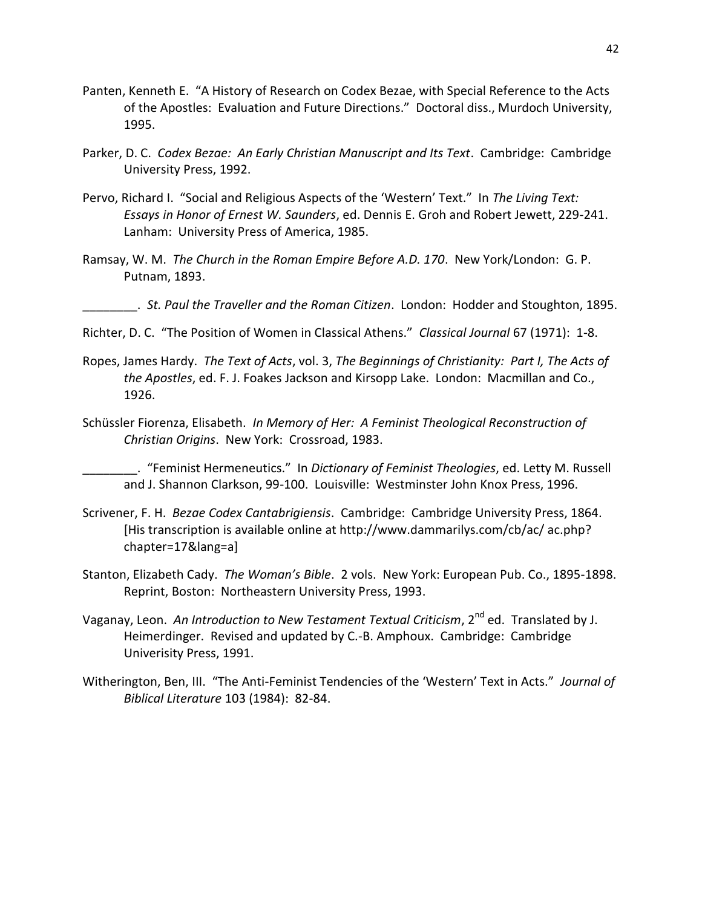Panten, Kenneth E. "A History of Research on Codex Bezae, with Special Reference to the Acts of the Apostles: Evaluation and Future Directions." Doctoral diss., Murdoch University, 1995.

Parker, D. C. *Codex Bezae: An Early Christian Manuscript and Its Text*. Cambridge: Cambridge University Press, 1992.

Pervo, Richard I. "Social and Religious Aspects of the 'Western' Text." In *The Living Text: Essays in Honor of Ernest W. Saunders*, ed. Dennis E. Groh and Robert Jewett, 229-241. Lanham: University Press of America, 1985.

Ramsay, W. M. *The Church in the Roman Empire Before A.D. 170*. New York/London: G. P. Putnam, 1893.

________. *St. Paul the Traveller and the Roman Citizen*. London: Hodder and Stoughton, 1895.

Richter, D. C. "The Position of Women in Classical Athens." *Classical Journal* 67 (1971): 1-8.

Ropes, James Hardy. *The Text of Acts*, vol. 3, *The Beginnings of Christianity: Part I, The Acts of the Apostles*, ed. F. J. Foakes Jackson and Kirsopp Lake. London: Macmillan and Co., 1926.

Schüssler Fiorenza, Elisabeth. *In Memory of Her: A Feminist Theological Reconstruction of Christian Origins*. New York: Crossroad, 1983.

________. "Feminist Hermeneutics." In *Dictionary of Feminist Theologies*, ed. Letty M. Russell and J. Shannon Clarkson, 99-100. Louisville: Westminster John Knox Press, 1996.

Scrivener, F. H. *Bezae Codex Cantabrigiensis*. Cambridge: Cambridge University Press, 1864. [His transcription is available online at http://www.dammarilys.com/cb/ac/ ac.php?chapter=17&lang=a]

Stanton, Elizabeth Cady. *The Woman's Bible*. 2 vols. New York: European Pub. Co., 1895-1898. Reprint, Boston: Northeastern University Press, 1993.

Vaganay, Leon. *An Introduction to New Testament Textual Criticism*, 2nd ed. Translated by J. Heimerdinger. Revised and updated by C.-B. Amphoux. Cambridge: Cambridge Univerisity Press, 1991.

Witherington, Ben, III. "The Anti-Feminist Tendencies of the 'Western' Text in Acts." *Journal of Biblical Literature* 103 (1984): 82-84.